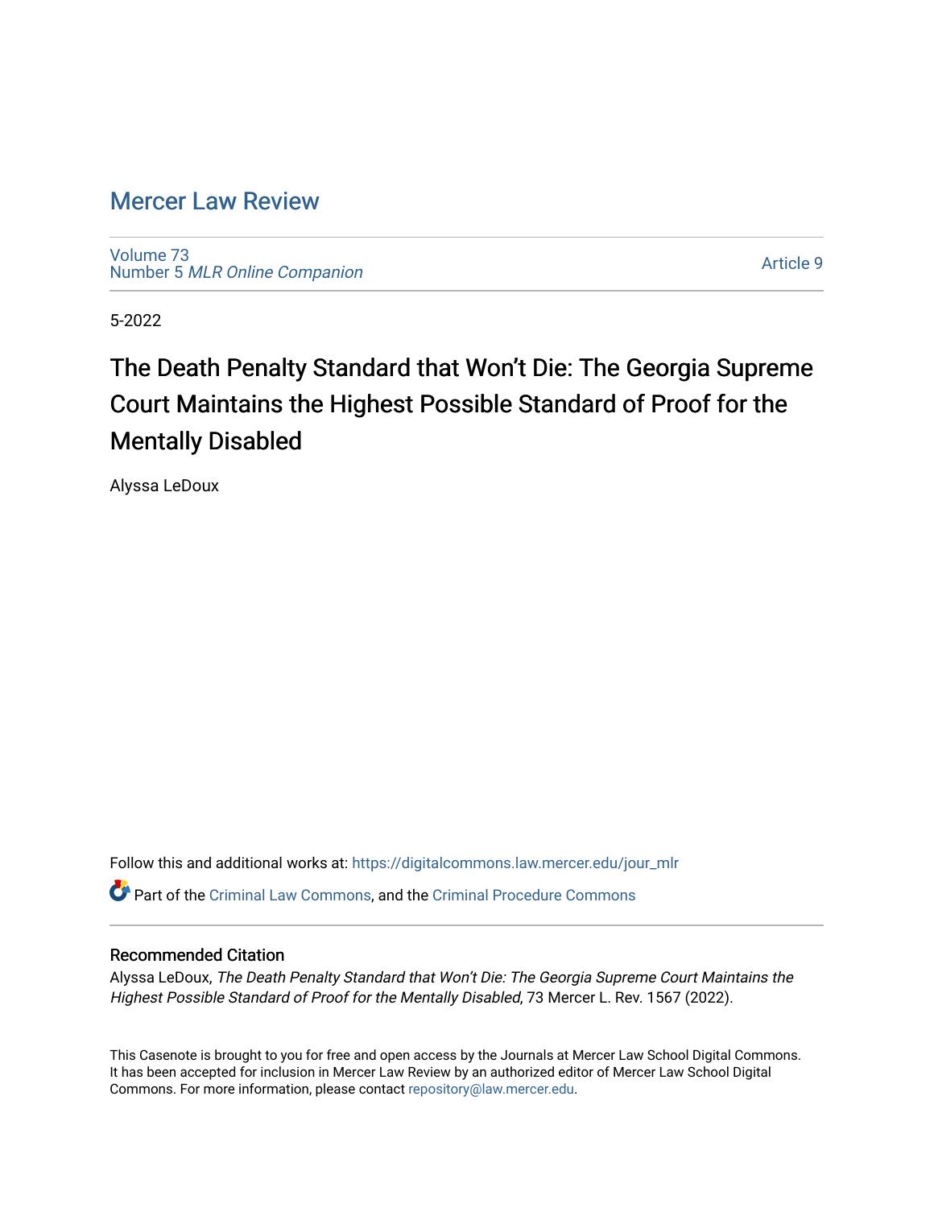# Mercer Law Review

Volume 73
Number 5 *MLR Online Companion*

Article 9

5-2022

## The Death Penalty Standard that Won't Die: The Georgia Supreme Court Maintains the Highest Possible Standard of Proof for the Mentally Disabled

Alyssa LeDoux

Follow this and additional works at: https://digitalcommons.law.mercer.edu/jour_mlr

Part of the Criminal Law Commons, and the Criminal Procedure Commons

### Recommended Citation

Alyssa LeDoux, *The Death Penalty Standard that Won't Die: The Georgia Supreme Court Maintains the Highest Possible Standard of Proof for the Mentally Disabled*, 73 Mercer L. Rev. 1567 (2022).

This Casenote is brought to you for free and open access by the Journals at Mercer Law School Digital Commons. It has been accepted for inclusion in Mercer Law Review by an authorized editor of Mercer Law School Digital Commons. For more information, please contact repository@law.mercer.edu.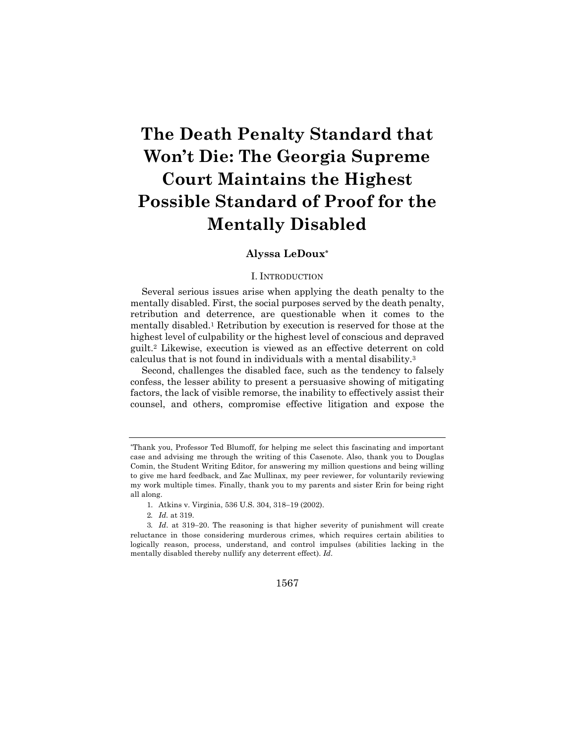# The Death Penalty Standard that Won't Die: The Georgia Supreme Court Maintains the Highest Possible Standard of Proof for the Mentally Disabled

**Alyssa LeDoux***

## I. INTRODUCTION

Several serious issues arise when applying the death penalty to the mentally disabled. First, the social purposes served by the death penalty, retribution and deterrence, are questionable when it comes to the mentally disabled.[1] Retribution by execution is reserved for those at the highest level of culpability or the highest level of conscious and depraved guilt.[2] Likewise, execution is viewed as an effective deterrent on cold calculus that is not found in individuals with a mental disability.[3]

Second, challenges the disabled face, such as the tendency to falsely confess, the lesser ability to present a persuasive showing of mitigating factors, the lack of visible remorse, the inability to effectively assist their counsel, and others, compromise effective litigation and expose the

---

*Thank you, Professor Ted Blumoff, for helping me select this fascinating and important case and advising me through the writing of this Casenote. Also, thank you to Douglas Comin, the Student Writing Editor, for answering my million questions and being willing to give me hard feedback, and Zac Mullinax, my peer reviewer, for voluntarily reviewing my work multiple times. Finally, thank you to my parents and sister Erin for being right all along.

1. Atkins v. Virginia, 536 U.S. 304, 318–19 (2002).

2. *Id.* at 319.

3. *Id.* at 319–20. The reasoning is that higher severity of punishment will create reluctance in those considering murderous crimes, which requires certain abilities to logically reason, process, understand, and control impulses (abilities lacking in the mentally disabled thereby nullify any deterrent effect). *Id.*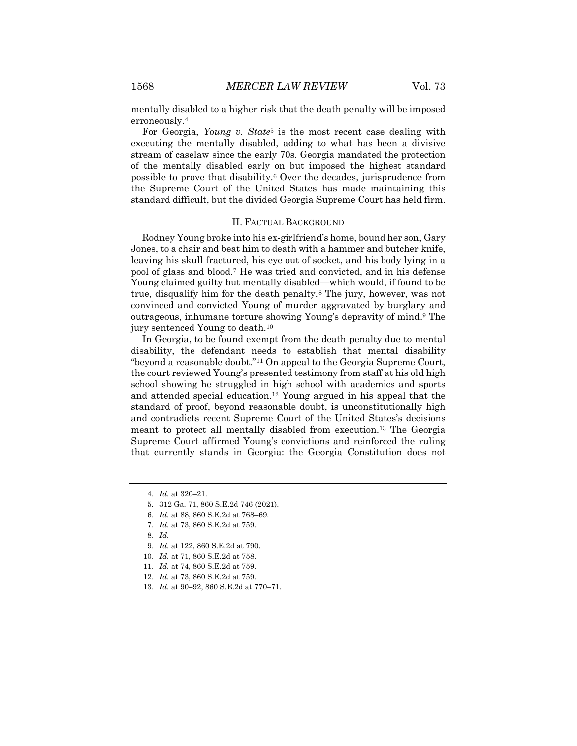mentally disabled to a higher risk that the death penalty will be imposed erroneously.[4]

For Georgia, *Young v. State*[5] is the most recent case dealing with executing the mentally disabled, adding to what has been a divisive stream of caselaw since the early 70s. Georgia mandated the protection of the mentally disabled early on but imposed the highest standard possible to prove that disability.[6] Over the decades, jurisprudence from the Supreme Court of the United States has made maintaining this standard difficult, but the divided Georgia Supreme Court has held firm.

## II. FACTUAL BACKGROUND

Rodney Young broke into his ex-girlfriend's home, bound her son, Gary Jones, to a chair and beat him to death with a hammer and butcher knife, leaving his skull fractured, his eye out of socket, and his body lying in a pool of glass and blood.[7] He was tried and convicted, and in his defense Young claimed guilty but mentally disabled—which would, if found to be true, disqualify him for the death penalty.[8] The jury, however, was not convinced and convicted Young of murder aggravated by burglary and outrageous, inhumane torture showing Young's depravity of mind.[9] The jury sentenced Young to death.[10]

In Georgia, to be found exempt from the death penalty due to mental disability, the defendant needs to establish that mental disability "beyond a reasonable doubt."[11] On appeal to the Georgia Supreme Court, the court reviewed Young's presented testimony from staff at his old high school showing he struggled in high school with academics and sports and attended special education.[12] Young argued in his appeal that the standard of proof, beyond reasonable doubt, is unconstitutionally high and contradicts recent Supreme Court of the United States's decisions meant to protect all mentally disabled from execution.[13] The Georgia Supreme Court affirmed Young's convictions and reinforced the ruling that currently stands in Georgia: the Georgia Constitution does not

---

4. *Id.* at 320–21.
5. 312 Ga. 71, 860 S.E.2d 746 (2021).
6. *Id.* at 88, 860 S.E.2d at 768–69.
7. *Id.* at 73, 860 S.E.2d at 759.
8. *Id.*
9. *Id.* at 122, 860 S.E.2d at 790.
10. *Id.* at 71, 860 S.E.2d at 758.
11. *Id.* at 74, 860 S.E.2d at 759.
12. *Id.* at 73, 860 S.E.2d at 759.
13. *Id.* at 90–92, 860 S.E.2d at 770–71.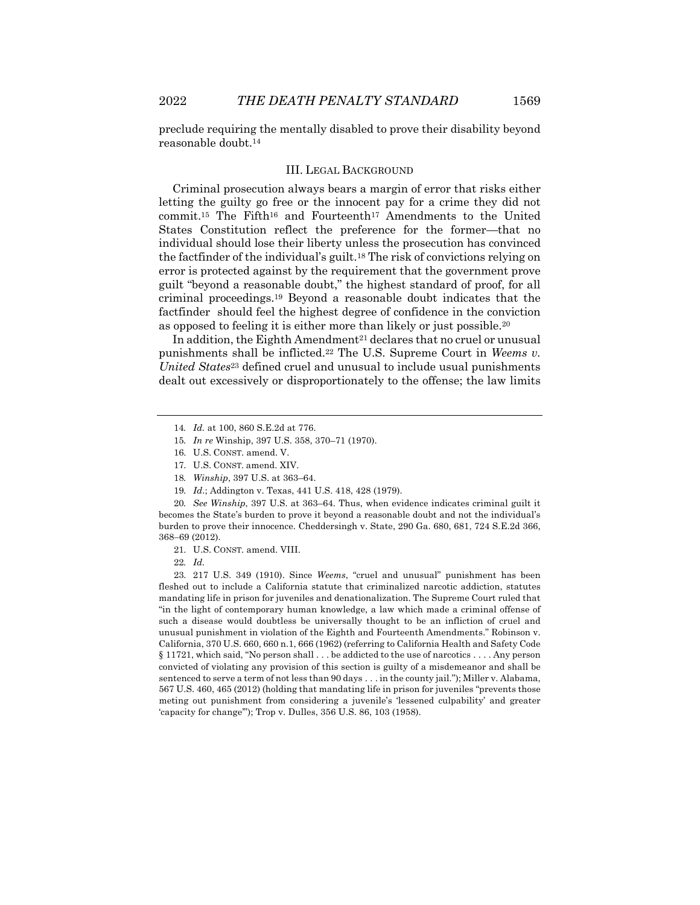preclude requiring the mentally disabled to prove their disability beyond reasonable doubt.[14]

## III. Legal Background

Criminal prosecution always bears a margin of error that risks either letting the guilty go free or the innocent pay for a crime they did not commit.[15] The Fifth[16] and Fourteenth[17] Amendments to the United States Constitution reflect the preference for the former—that no individual should lose their liberty unless the prosecution has convinced the factfinder of the individual's guilt.[18] The risk of convictions relying on error is protected against by the requirement that the government prove guilt "beyond a reasonable doubt," the highest standard of proof, for all criminal proceedings.[19] Beyond a reasonable doubt indicates that the factfinder should feel the highest degree of confidence in the conviction as opposed to feeling it is either more than likely or just possible.[20]

In addition, the Eighth Amendment[21] declares that no cruel or unusual punishments shall be inflicted.[22] The U.S. Supreme Court in *Weems v. United States*[23] defined cruel and unusual to include usual punishments dealt out excessively or disproportionately to the offense; the law limits

---

14. *Id.* at 100, 860 S.E.2d at 776.

15. *In re* Winship, 397 U.S. 358, 370–71 (1970).

16. U.S. CONST. amend. V.

17. U.S. CONST. amend. XIV.

18. *Winship*, 397 U.S. at 363–64.

19. *Id.*; Addington v. Texas, 441 U.S. 418, 428 (1979).

20. *See Winship*, 397 U.S. at 363–64. Thus, when evidence indicates criminal guilt it becomes the State's burden to prove it beyond a reasonable doubt and not the individual's burden to prove their innocence. Cheddersingh v. State, 290 Ga. 680, 681, 724 S.E.2d 366, 368–69 (2012).

21. U.S. CONST. amend. VIII.

22. *Id.*

23. 217 U.S. 349 (1910). Since *Weems*, "cruel and unusual" punishment has been fleshed out to include a California statute that criminalized narcotic addiction, statutes mandating life in prison for juveniles and denationalization. The Supreme Court ruled that "in the light of contemporary human knowledge, a law which made a criminal offense of such a disease would doubtless be universally thought to be an infliction of cruel and unusual punishment in violation of the Eighth and Fourteenth Amendments." Robinson v. California, 370 U.S. 660, 660 n.1, 666 (1962) (referring to California Health and Safety Code § 11721, which said, "No person shall . . . be addicted to the use of narcotics . . . . Any person convicted of violating any provision of this section is guilty of a misdemeanor and shall be sentenced to serve a term of not less than 90 days . . . in the county jail."); Miller v. Alabama, 567 U.S. 460, 465 (2012) (holding that mandating life in prison for juveniles "prevents those meting out punishment from considering a juvenile's 'lessened culpability' and greater 'capacity for change'"); Trop v. Dulles, 356 U.S. 86, 103 (1958).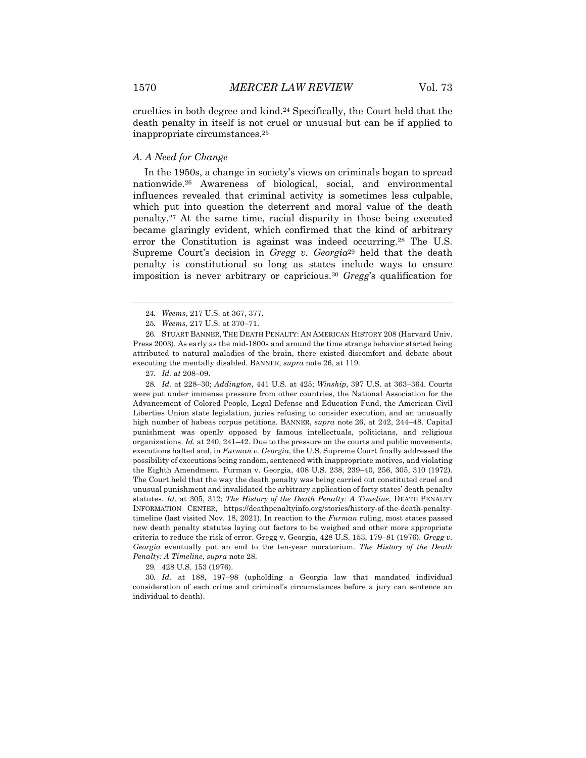cruelties in both degree and kind.[24] Specifically, the Court held that the death penalty in itself is not cruel or unusual but can be if applied to inappropriate circumstances.[25]

### *A. A Need for Change*

In the 1950s, a change in society's views on criminals began to spread nationwide.[26] Awareness of biological, social, and environmental influences revealed that criminal activity is sometimes less culpable, which put into question the deterrent and moral value of the death penalty.[27] At the same time, racial disparity in those being executed became glaringly evident, which confirmed that the kind of arbitrary error the Constitution is against was indeed occurring.[28] The U.S. Supreme Court's decision in *Gregg v. Georgia*[29] held that the death penalty is constitutional so long as states include ways to ensure imposition is never arbitrary or capricious.[30] *Gregg*'s qualification for

---

24. *Weems*, 217 U.S. at 367, 377.

25. *Weems*, 217 U.S. at 370–71.

26. STUART BANNER, THE DEATH PENALTY: AN AMERICAN HISTORY 208 (Harvard Univ. Press 2003). As early as the mid-1800s and around the time strange behavior started being attributed to natural maladies of the brain, there existed discomfort and debate about executing the mentally disabled. BANNER, *supra* note 26, at 119.

27. *Id.* at 208–09.

28. *Id.* at 228–30; *Addington*, 441 U.S. at 425; *Winship*, 397 U.S. at 363–364. Courts were put under immense pressure from other countries, the National Association for the Advancement of Colored People, Legal Defense and Education Fund, the American Civil Liberties Union state legislation, juries refusing to consider execution, and an unusually high number of habeas corpus petitions. BANNER, *supra* note 26, at 242, 244–48. Capital punishment was openly opposed by famous intellectuals, politicians, and religious organizations. *Id.* at 240, 241–42. Due to the pressure on the courts and public movements, executions halted and, in *Furman v. Georgia*, the U.S. Supreme Court finally addressed the possibility of executions being random, sentenced with inappropriate motives, and violating the Eighth Amendment. Furman v. Georgia, 408 U.S. 238, 239–40, 256, 305, 310 (1972). The Court held that the way the death penalty was being carried out constituted cruel and unusual punishment and invalidated the arbitrary application of forty states' death penalty statutes. *Id.* at 305, 312; *The History of the Death Penalty: A Timeline*, DEATH PENALTY INFORMATION CENTER, https://deathpenaltyinfo.org/stories/history-of-the-death-penalty-timeline (last visited Nov. 18, 2021). In reaction to the *Furman* ruling, most states passed new death penalty statutes laying out factors to be weighed and other more appropriate criteria to reduce the risk of error. Gregg v. Georgia, 428 U.S. 153, 179–81 (1976). *Gregg v. Georgia* eventually put an end to the ten-year moratorium. *The History of the Death Penalty: A Timeline*, *supra* note 28.

29. 428 U.S. 153 (1976).

30. *Id.* at 188, 197–98 (upholding a Georgia law that mandated individual consideration of each crime and criminal's circumstances before a jury can sentence an individual to death).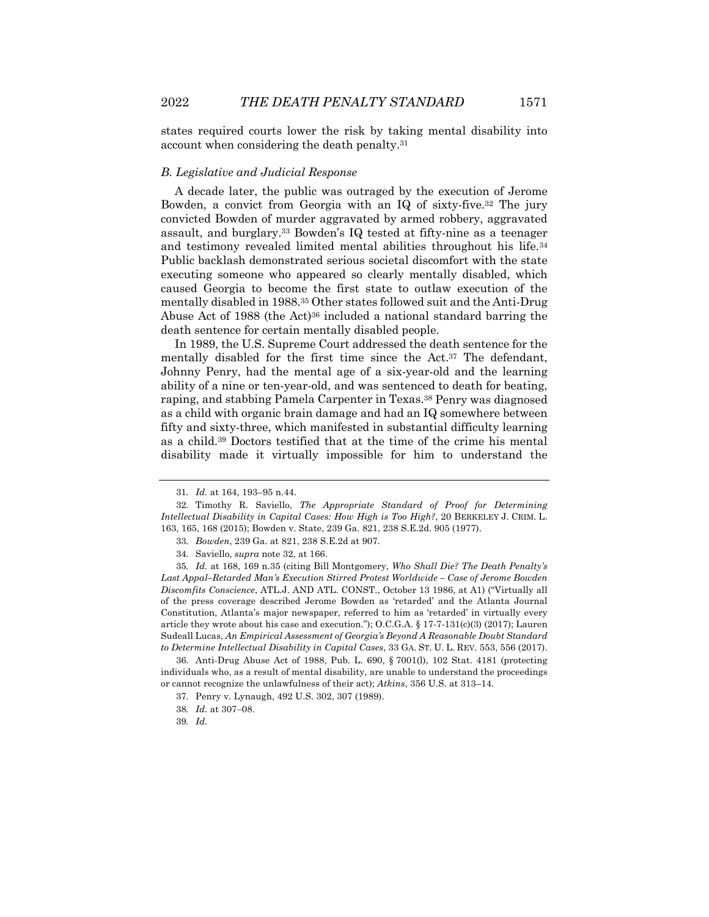states required courts lower the risk by taking mental disability into account when considering the death penalty.[31]

### *B. Legislative and Judicial Response*

A decade later, the public was outraged by the execution of Jerome Bowden, a convict from Georgia with an IQ of sixty-five.[32] The jury convicted Bowden of murder aggravated by armed robbery, aggravated assault, and burglary.[33] Bowden's IQ tested at fifty-nine as a teenager and testimony revealed limited mental abilities throughout his life.[34] Public backlash demonstrated serious societal discomfort with the state executing someone who appeared so clearly mentally disabled, which caused Georgia to become the first state to outlaw execution of the mentally disabled in 1988.[35] Other states followed suit and the Anti-Drug Abuse Act of 1988 (the Act)[36] included a national standard barring the death sentence for certain mentally disabled people.

In 1989, the U.S. Supreme Court addressed the death sentence for the mentally disabled for the first time since the Act.[37] The defendant, Johnny Penry, had the mental age of a six-year-old and the learning ability of a nine or ten-year-old, and was sentenced to death for beating, raping, and stabbing Pamela Carpenter in Texas.[38] Penry was diagnosed as a child with organic brain damage and had an IQ somewhere between fifty and sixty-three, which manifested in substantial difficulty learning as a child.[39] Doctors testified that at the time of the crime his mental disability made it virtually impossible for him to understand the

---

31. *Id.* at 164, 193–95 n.44.

32. Timothy R. Saviello, *The Appropriate Standard of Proof for Determining Intellectual Disability in Capital Cases: How High is Too High?*, 20 BERKELEY J. CRIM. L. 163, 165, 168 (2015); Bowden v. State, 239 Ga. 821, 238 S.E.2d. 905 (1977).

33. *Bowden*, 239 Ga. at 821, 238 S.E.2d at 907.

34. Saviello, *supra* note 32, at 166.

35. *Id.* at 168, 169 n.35 (citing Bill Montgomery, *Who Shall Die? The Death Penalty's Last Appal–Retarded Man's Execution Stirred Protest Worldwide – Case of Jerome Bowden Discomfits Conscience*, ATL.J. AND ATL. CONST., October 13 1986, at A1) ("Virtually all of the press coverage described Jerome Bowden as 'retarded' and the Atlanta Journal Constitution, Atlanta's major newspaper, referred to him as 'retarded' in virtually every article they wrote about his case and execution."); O.C.G.A. § 17-7-131(c)(3) (2017); Lauren Sudeall Lucas, *An Empirical Assessment of Georgia's Beyond A Reasonable Doubt Standard to Determine Intellectual Disability in Capital Cases*, 33 GA. ST. U. L. REV. 553, 556 (2017).

36. Anti-Drug Abuse Act of 1988, Pub. L. 690, § 7001(l), 102 Stat. 4181 (protecting individuals who, as a result of mental disability, are unable to understand the proceedings or cannot recognize the unlawfulness of their act); *Atkins*, 356 U.S. at 313–14.

37. Penry v. Lynaugh, 492 U.S. 302, 307 (1989).

38. *Id.* at 307–08.

39. *Id.*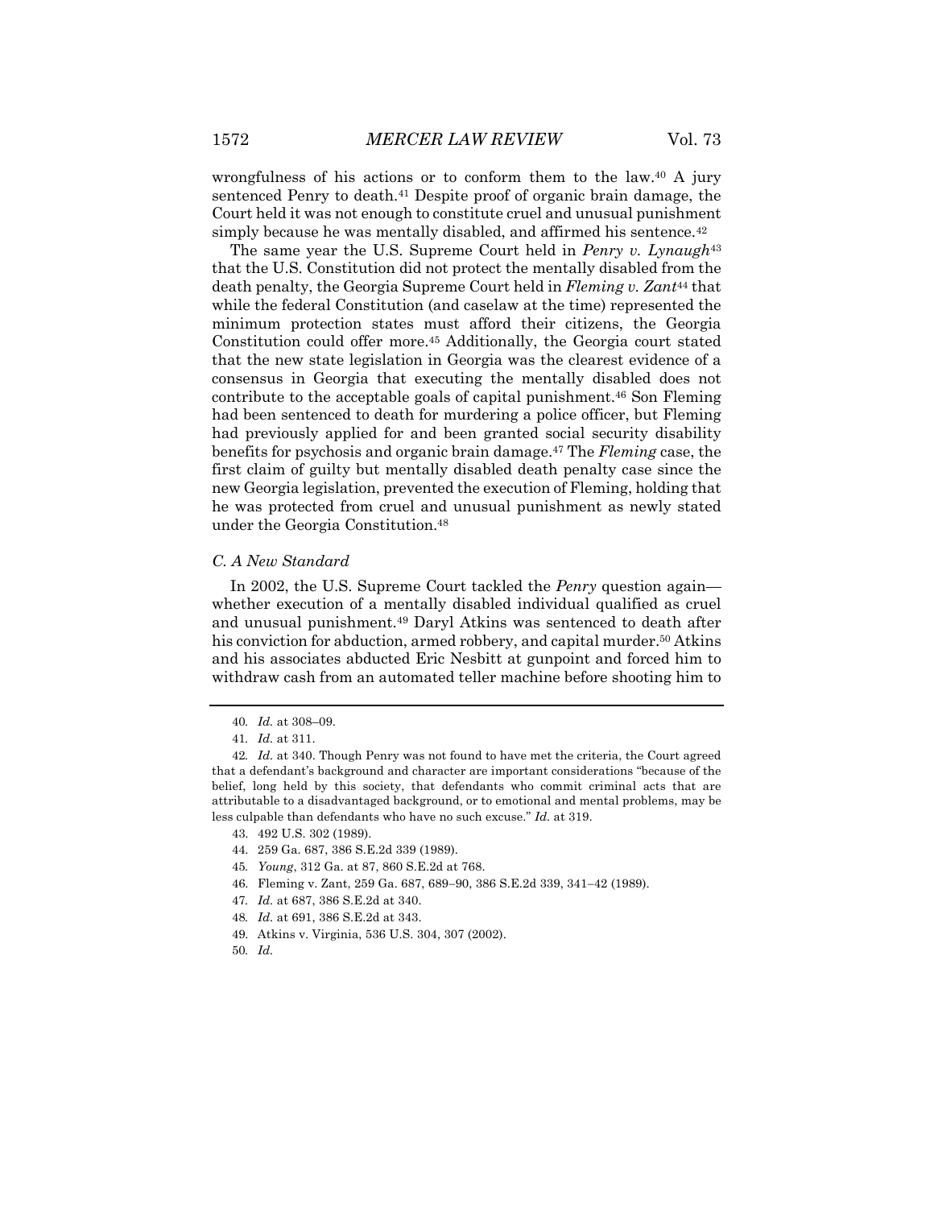wrongfulness of his actions or to conform them to the law.[40] A jury sentenced Penry to death.[41] Despite proof of organic brain damage, the Court held it was not enough to constitute cruel and unusual punishment simply because he was mentally disabled, and affirmed his sentence.[42]

The same year the U.S. Supreme Court held in *Penry v. Lynaugh*[43] that the U.S. Constitution did not protect the mentally disabled from the death penalty, the Georgia Supreme Court held in *Fleming v. Zant*[44] that while the federal Constitution (and caselaw at the time) represented the minimum protection states must afford their citizens, the Georgia Constitution could offer more.[45] Additionally, the Georgia court stated that the new state legislation in Georgia was the clearest evidence of a consensus in Georgia that executing the mentally disabled does not contribute to the acceptable goals of capital punishment.[46] Son Fleming had been sentenced to death for murdering a police officer, but Fleming had previously applied for and been granted social security disability benefits for psychosis and organic brain damage.[47] The *Fleming* case, the first claim of guilty but mentally disabled death penalty case since the new Georgia legislation, prevented the execution of Fleming, holding that he was protected from cruel and unusual punishment as newly stated under the Georgia Constitution.[48]

### *C. A New Standard*

In 2002, the U.S. Supreme Court tackled the *Penry* question again—whether execution of a mentally disabled individual qualified as cruel and unusual punishment.[49] Daryl Atkins was sentenced to death after his conviction for abduction, armed robbery, and capital murder.[50] Atkins and his associates abducted Eric Nesbitt at gunpoint and forced him to withdraw cash from an automated teller machine before shooting him to

---

40. *Id.* at 308–09.

41. *Id.* at 311.

42. *Id.* at 340. Though Penry was not found to have met the criteria, the Court agreed that a defendant's background and character are important considerations "because of the belief, long held by this society, that defendants who commit criminal acts that are attributable to a disadvantaged background, or to emotional and mental problems, may be less culpable than defendants who have no such excuse." *Id.* at 319.

43. 492 U.S. 302 (1989).

44. 259 Ga. 687, 386 S.E.2d 339 (1989).

45. *Young*, 312 Ga. at 87, 860 S.E.2d at 768.

46. Fleming v. Zant, 259 Ga. 687, 689–90, 386 S.E.2d 339, 341–42 (1989).

47. *Id.* at 687, 386 S.E.2d at 340.

48. *Id.* at 691, 386 S.E.2d at 343.

49. Atkins v. Virginia, 536 U.S. 304, 307 (2002).

50. *Id.*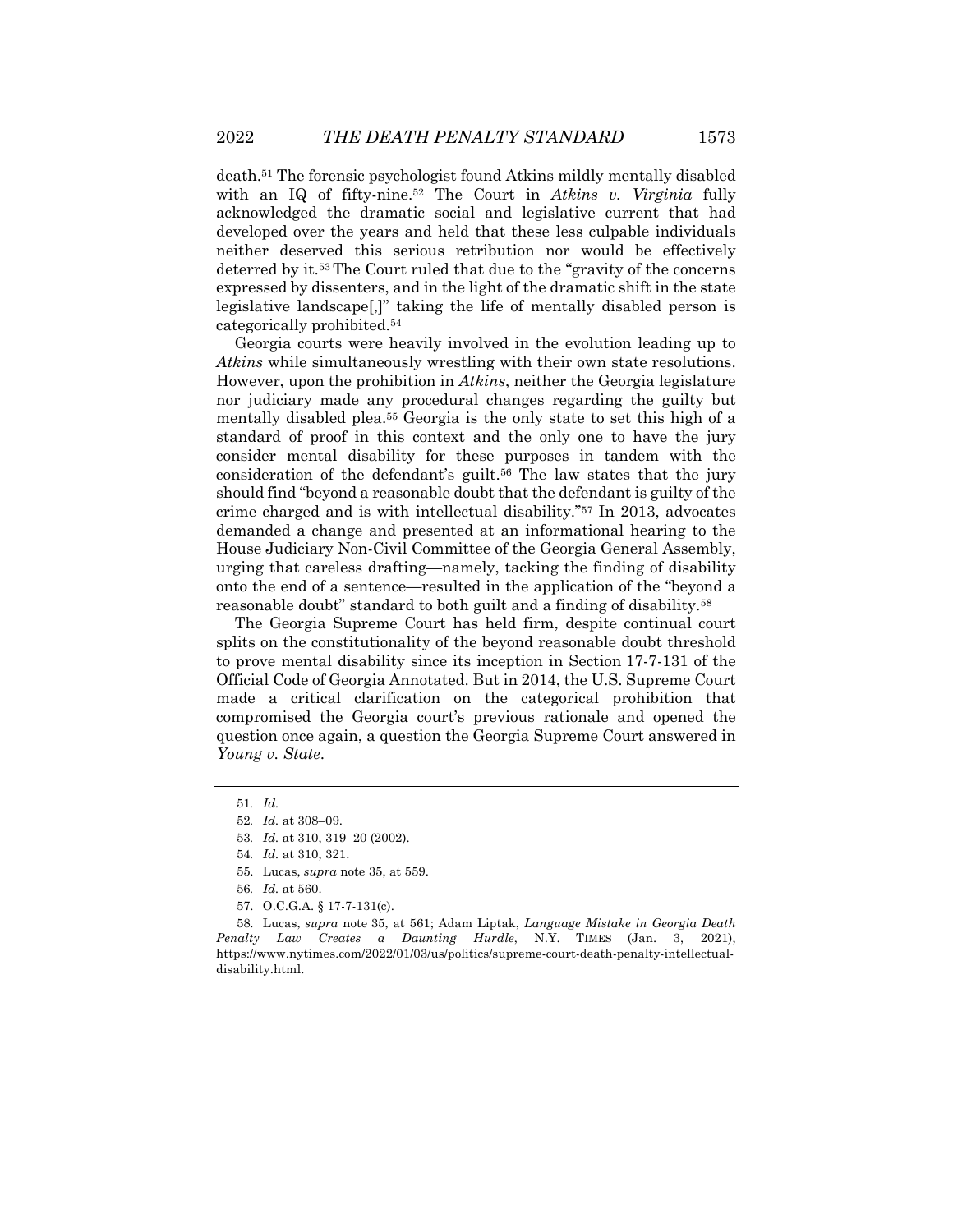death.[51] The forensic psychologist found Atkins mildly mentally disabled with an IQ of fifty-nine.[52] The Court in *Atkins v. Virginia* fully acknowledged the dramatic social and legislative current that had developed over the years and held that these less culpable individuals neither deserved this serious retribution nor would be effectively deterred by it.[53] The Court ruled that due to the "gravity of the concerns expressed by dissenters, and in the light of the dramatic shift in the state legislative landscape[,]" taking the life of mentally disabled person is categorically prohibited.[54]

Georgia courts were heavily involved in the evolution leading up to *Atkins* while simultaneously wrestling with their own state resolutions. However, upon the prohibition in *Atkins*, neither the Georgia legislature nor judiciary made any procedural changes regarding the guilty but mentally disabled plea.[55] Georgia is the only state to set this high of a standard of proof in this context and the only one to have the jury consider mental disability for these purposes in tandem with the consideration of the defendant's guilt.[56] The law states that the jury should find "beyond a reasonable doubt that the defendant is guilty of the crime charged and is with intellectual disability."[57] In 2013, advocates demanded a change and presented at an informational hearing to the House Judiciary Non-Civil Committee of the Georgia General Assembly, urging that careless drafting—namely, tacking the finding of disability onto the end of a sentence—resulted in the application of the "beyond a reasonable doubt" standard to both guilt and a finding of disability.[58]

The Georgia Supreme Court has held firm, despite continual court splits on the constitutionality of the beyond reasonable doubt threshold to prove mental disability since its inception in Section 17-7-131 of the Official Code of Georgia Annotated. But in 2014, the U.S. Supreme Court made a critical clarification on the categorical prohibition that compromised the Georgia court's previous rationale and opened the question once again, a question the Georgia Supreme Court answered in *Young v. State*.

---

51. *Id.*

52. *Id.* at 308–09.

53. *Id.* at 310, 319–20 (2002).

54. *Id.* at 310, 321.

55. Lucas, *supra* note 35, at 559.

56. *Id.* at 560.

57. O.C.G.A. § 17-7-131(c).

58. Lucas, *supra* note 35, at 561; Adam Liptak, *Language Mistake in Georgia Death Penalty Law Creates a Daunting Hurdle*, N.Y. TIMES (Jan. 3, 2021), https://www.nytimes.com/2022/01/03/us/politics/supreme-court-death-penalty-intellectual-disability.html.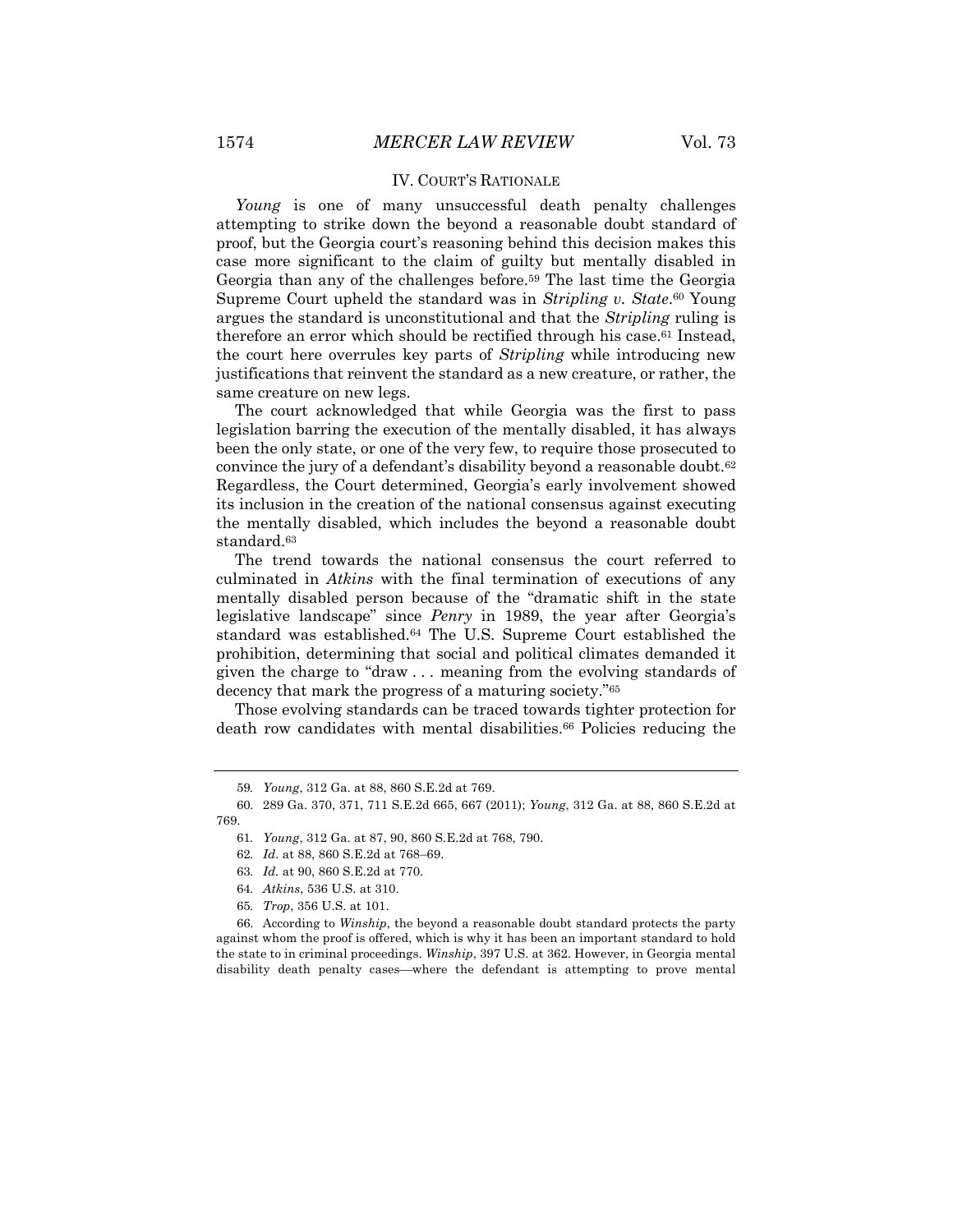## IV. COURT'S RATIONALE

*Young* is one of many unsuccessful death penalty challenges attempting to strike down the beyond a reasonable doubt standard of proof, but the Georgia court's reasoning behind this decision makes this case more significant to the claim of guilty but mentally disabled in Georgia than any of the challenges before.[59] The last time the Georgia Supreme Court upheld the standard was in *Stripling v. State*.[60] Young argues the standard is unconstitutional and that the *Stripling* ruling is therefore an error which should be rectified through his case.[61] Instead, the court here overrules key parts of *Stripling* while introducing new justifications that reinvent the standard as a new creature, or rather, the same creature on new legs.

The court acknowledged that while Georgia was the first to pass legislation barring the execution of the mentally disabled, it has always been the only state, or one of the very few, to require those prosecuted to convince the jury of a defendant's disability beyond a reasonable doubt.[62] Regardless, the Court determined, Georgia's early involvement showed its inclusion in the creation of the national consensus against executing the mentally disabled, which includes the beyond a reasonable doubt standard.[63]

The trend towards the national consensus the court referred to culminated in *Atkins* with the final termination of executions of any mentally disabled person because of the "dramatic shift in the state legislative landscape" since *Penry* in 1989, the year after Georgia's standard was established.[64] The U.S. Supreme Court established the prohibition, determining that social and political climates demanded it given the charge to "draw . . . meaning from the evolving standards of decency that mark the progress of a maturing society."[65]

Those evolving standards can be traced towards tighter protection for death row candidates with mental disabilities.[66] Policies reducing the

---

59. *Young*, 312 Ga. at 88, 860 S.E.2d at 769.

60. 289 Ga. 370, 371, 711 S.E.2d 665, 667 (2011); *Young*, 312 Ga. at 88, 860 S.E.2d at 769.

61. *Young*, 312 Ga. at 87, 90, 860 S.E.2d at 768, 790.

62. *Id.* at 88, 860 S.E.2d at 768–69.

63. *Id.* at 90, 860 S.E.2d at 770.

64. *Atkins*, 536 U.S. at 310.

65. *Trop*, 356 U.S. at 101.

66. According to *Winship*, the beyond a reasonable doubt standard protects the party against whom the proof is offered, which is why it has been an important standard to hold the state to in criminal proceedings. *Winship*, 397 U.S. at 362. However, in Georgia mental disability death penalty cases—where the defendant is attempting to prove mental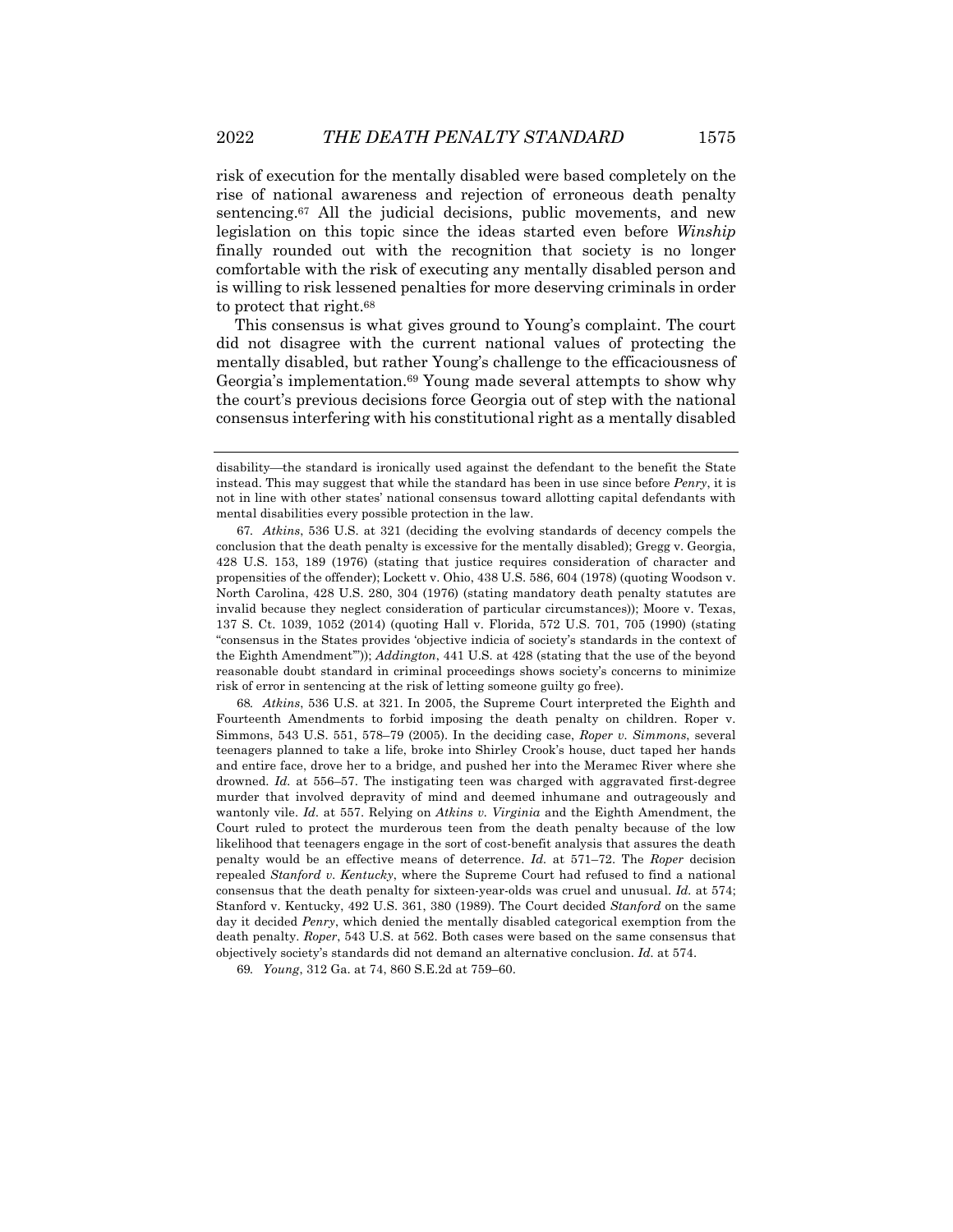risk of execution for the mentally disabled were based completely on the rise of national awareness and rejection of erroneous death penalty sentencing.[67] All the judicial decisions, public movements, and new legislation on this topic since the ideas started even before *Winship* finally rounded out with the recognition that society is no longer comfortable with the risk of executing any mentally disabled person and is willing to risk lessened penalties for more deserving criminals in order to protect that right.[68]

This consensus is what gives ground to Young's complaint. The court did not disagree with the current national values of protecting the mentally disabled, but rather Young's challenge to the efficaciousness of Georgia's implementation.[69] Young made several attempts to show why the court's previous decisions force Georgia out of step with the national consensus interfering with his constitutional right as a mentally disabled

---

disability—the standard is ironically used against the defendant to the benefit the State instead. This may suggest that while the standard has been in use since before *Penry*, it is not in line with other states' national consensus toward allotting capital defendants with mental disabilities every possible protection in the law.

67. *Atkins*, 536 U.S. at 321 (deciding the evolving standards of decency compels the conclusion that the death penalty is excessive for the mentally disabled); Gregg v. Georgia, 428 U.S. 153, 189 (1976) (stating that justice requires consideration of character and propensities of the offender); Lockett v. Ohio, 438 U.S. 586, 604 (1978) (quoting Woodson v. North Carolina, 428 U.S. 280, 304 (1976) (stating mandatory death penalty statutes are invalid because they neglect consideration of particular circumstances)); Moore v. Texas, 137 S. Ct. 1039, 1052 (2014) (quoting Hall v. Florida, 572 U.S. 701, 705 (1990) (stating "consensus in the States provides 'objective indicia of society's standards in the context of the Eighth Amendment'")); *Addington*, 441 U.S. at 428 (stating that the use of the beyond reasonable doubt standard in criminal proceedings shows society's concerns to minimize risk of error in sentencing at the risk of letting someone guilty go free).

68. *Atkins*, 536 U.S. at 321. In 2005, the Supreme Court interpreted the Eighth and Fourteenth Amendments to forbid imposing the death penalty on children. Roper v. Simmons, 543 U.S. 551, 578–79 (2005). In the deciding case, *Roper v. Simmons*, several teenagers planned to take a life, broke into Shirley Crook's house, duct taped her hands and entire face, drove her to a bridge, and pushed her into the Meramec River where she drowned. *Id.* at 556–57. The instigating teen was charged with aggravated first-degree murder that involved depravity of mind and deemed inhumane and outrageously and wantonly vile. *Id.* at 557. Relying on *Atkins v. Virginia* and the Eighth Amendment, the Court ruled to protect the murderous teen from the death penalty because of the low likelihood that teenagers engage in the sort of cost-benefit analysis that assures the death penalty would be an effective means of deterrence. *Id.* at 571–72. The *Roper* decision repealed *Stanford v. Kentucky*, where the Supreme Court had refused to find a national consensus that the death penalty for sixteen-year-olds was cruel and unusual. *Id.* at 574; Stanford v. Kentucky, 492 U.S. 361, 380 (1989). The Court decided *Stanford* on the same day it decided *Penry*, which denied the mentally disabled categorical exemption from the death penalty. *Roper*, 543 U.S. at 562. Both cases were based on the same consensus that objectively society's standards did not demand an alternative conclusion. *Id.* at 574.

69. *Young*, 312 Ga. at 74, 860 S.E.2d at 759–60.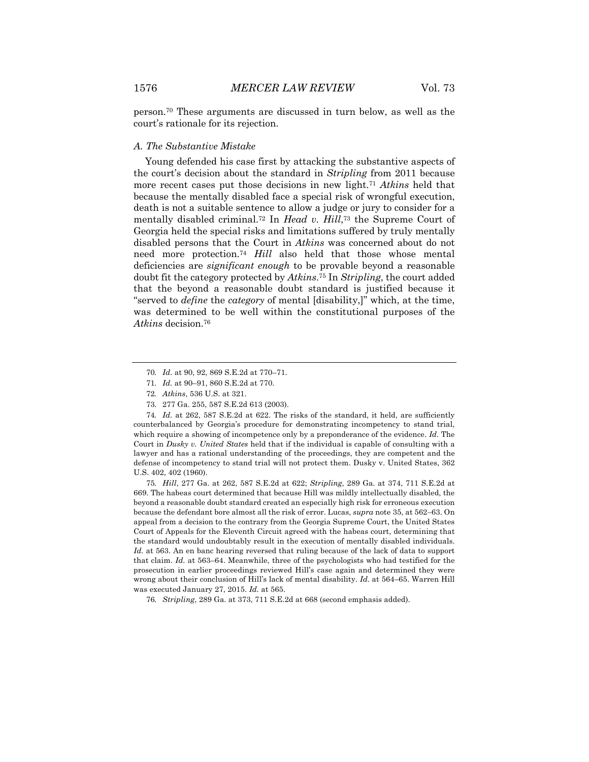person.[70] These arguments are discussed in turn below, as well as the court's rationale for its rejection.

### *A. The Substantive Mistake*

Young defended his case first by attacking the substantive aspects of the court's decision about the standard in *Stripling* from 2011 because more recent cases put those decisions in new light.[71] *Atkins* held that because the mentally disabled face a special risk of wrongful execution, death is not a suitable sentence to allow a judge or jury to consider for a mentally disabled criminal.[72] In *Head v. Hill*,[73] the Supreme Court of Georgia held the special risks and limitations suffered by truly mentally disabled persons that the Court in *Atkins* was concerned about do not need more protection.[74] *Hill* also held that those whose mental deficiencies are *significant enough* to be provable beyond a reasonable doubt fit the category protected by *Atkins*.[75] In *Stripling*, the court added that the beyond a reasonable doubt standard is justified because it "served to *define* the *category* of mental [disability,]" which, at the time, was determined to be well within the constitutional purposes of the *Atkins* decision.[76]

---

70. *Id.* at 90, 92, 869 S.E.2d at 770–71.

71. *Id.* at 90–91, 860 S.E.2d at 770.

72. *Atkins*, 536 U.S. at 321.

73. 277 Ga. 255, 587 S.E.2d 613 (2003).

74. *Id.* at 262, 587 S.E.2d at 622. The risks of the standard, it held, are sufficiently counterbalanced by Georgia's procedure for demonstrating incompetency to stand trial, which require a showing of incompetence only by a preponderance of the evidence. *Id.* The Court in *Dusky v. United States* held that if the individual is capable of consulting with a lawyer and has a rational understanding of the proceedings, they are competent and the defense of incompetency to stand trial will not protect them. Dusky v. United States, 362 U.S. 402, 402 (1960).

75. *Hill*, 277 Ga. at 262, 587 S.E.2d at 622; *Stripling*, 289 Ga. at 374, 711 S.E.2d at 669. The habeas court determined that because Hill was mildly intellectually disabled, the beyond a reasonable doubt standard created an especially high risk for erroneous execution because the defendant bore almost all the risk of error. Lucas, *supra* note 35, at 562–63. On appeal from a decision to the contrary from the Georgia Supreme Court, the United States Court of Appeals for the Eleventh Circuit agreed with the habeas court, determining that the standard would undoubtably result in the execution of mentally disabled individuals. *Id.* at 563. An en banc hearing reversed that ruling because of the lack of data to support that claim. *Id.* at 563–64. Meanwhile, three of the psychologists who had testified for the prosecution in earlier proceedings reviewed Hill's case again and determined they were wrong about their conclusion of Hill's lack of mental disability. *Id.* at 564–65. Warren Hill was executed January 27, 2015. *Id.* at 565.

76. *Stripling*, 289 Ga. at 373, 711 S.E.2d at 668 (second emphasis added).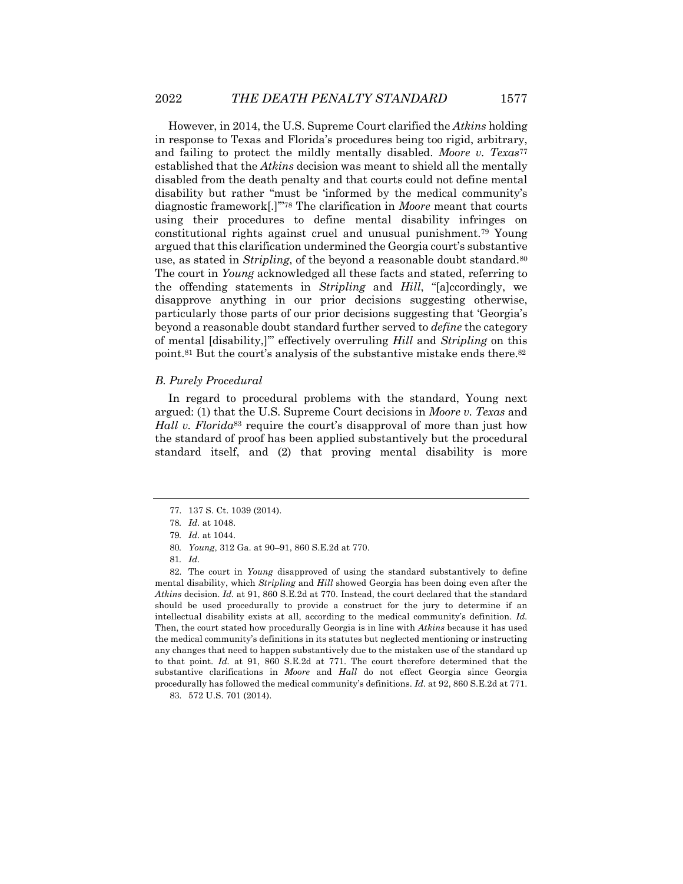However, in 2014, the U.S. Supreme Court clarified the *Atkins* holding in response to Texas and Florida's procedures being too rigid, arbitrary, and failing to protect the mildly mentally disabled. *Moore v. Texas*[77] established that the *Atkins* decision was meant to shield all the mentally disabled from the death penalty and that courts could not define mental disability but rather "must be 'informed by the medical community's diagnostic framework[.]'"[78] The clarification in *Moore* meant that courts using their procedures to define mental disability infringes on constitutional rights against cruel and unusual punishment.[79] Young argued that this clarification undermined the Georgia court's substantive use, as stated in *Stripling*, of the beyond a reasonable doubt standard.[80] The court in *Young* acknowledged all these facts and stated, referring to the offending statements in *Stripling* and *Hill*, "[a]ccordingly, we disapprove anything in our prior decisions suggesting otherwise, particularly those parts of our prior decisions suggesting that 'Georgia's beyond a reasonable doubt standard further served to *define* the category of mental [disability,]'" effectively overruling *Hill* and *Stripling* on this point.[81] But the court's analysis of the substantive mistake ends there.[82]

### *B. Purely Procedural*

In regard to procedural problems with the standard, Young next argued: (1) that the U.S. Supreme Court decisions in *Moore v. Texas* and *Hall v. Florida*[83] require the court's disapproval of more than just how the standard of proof has been applied substantively but the procedural standard itself, and (2) that proving mental disability is more

---

77. 137 S. Ct. 1039 (2014).

78. *Id.* at 1048.

79. *Id.* at 1044.

80. *Young*, 312 Ga. at 90–91, 860 S.E.2d at 770.

81. *Id.*

82. The court in *Young* disapproved of using the standard substantively to define mental disability, which *Stripling* and *Hill* showed Georgia has been doing even after the *Atkins* decision. *Id.* at 91, 860 S.E.2d at 770. Instead, the court declared that the standard should be used procedurally to provide a construct for the jury to determine if an intellectual disability exists at all, according to the medical community's definition. *Id.* Then, the court stated how procedurally Georgia is in line with *Atkins* because it has used the medical community's definitions in its statutes but neglected mentioning or instructing any changes that need to happen substantively due to the mistaken use of the standard up to that point. *Id.* at 91, 860 S.E.2d at 771. The court therefore determined that the substantive clarifications in *Moore* and *Hall* do not effect Georgia since Georgia procedurally has followed the medical community's definitions. *Id*. at 92, 860 S.E.2d at 771.

83. 572 U.S. 701 (2014).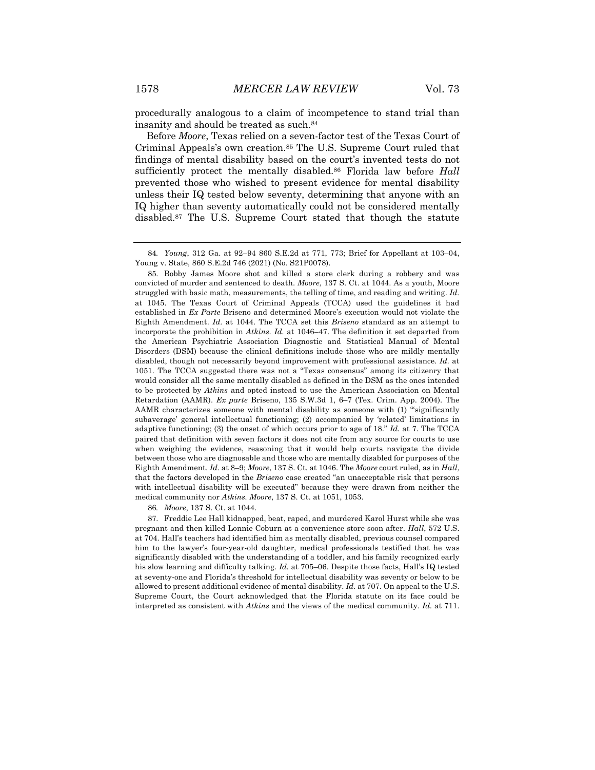procedurally analogous to a claim of incompetence to stand trial than insanity and should be treated as such.[84]

Before *Moore*, Texas relied on a seven-factor test of the Texas Court of Criminal Appeals's own creation.[85] The U.S. Supreme Court ruled that findings of mental disability based on the court's invented tests do not sufficiently protect the mentally disabled.[86] Florida law before *Hall* prevented those who wished to present evidence for mental disability unless their IQ tested below seventy, determining that anyone with an IQ higher than seventy automatically could not be considered mentally disabled.[87] The U.S. Supreme Court stated that though the statute

---

84. *Young*, 312 Ga. at 92–94 860 S.E.2d at 771, 773; Brief for Appellant at 103–04, Young v. State, 860 S.E.2d 746 (2021) (No. S21P0078).

85. Bobby James Moore shot and killed a store clerk during a robbery and was convicted of murder and sentenced to death. *Moore*, 137 S. Ct. at 1044. As a youth, Moore struggled with basic math, measurements, the telling of time, and reading and writing. *Id.* at 1045. The Texas Court of Criminal Appeals (TCCA) used the guidelines it had established in *Ex Parte* Briseno and determined Moore's execution would not violate the Eighth Amendment. *Id.* at 1044. The TCCA set this *Briseno* standard as an attempt to incorporate the prohibition in *Atkins*. *Id.* at 1046–47. The definition it set departed from the American Psychiatric Association Diagnostic and Statistical Manual of Mental Disorders (DSM) because the clinical definitions include those who are mildly mentally disabled, though not necessarily beyond improvement with professional assistance. *Id.* at 1051. The TCCA suggested there was not a "Texas consensus" among its citizenry that would consider all the same mentally disabled as defined in the DSM as the ones intended to be protected by *Atkins* and opted instead to use the American Association on Mental Retardation (AAMR). *Ex parte* Briseno, 135 S.W.3d 1, 6–7 (Tex. Crim. App. 2004). The AAMR characterizes someone with mental disability as someone with (1) "'significantly subaverage' general intellectual functioning; (2) accompanied by 'related' limitations in adaptive functioning; (3) the onset of which occurs prior to age of 18." *Id.* at 7. The TCCA paired that definition with seven factors it does not cite from any source for courts to use when weighing the evidence, reasoning that it would help courts navigate the divide between those who are diagnosable and those who are mentally disabled for purposes of the Eighth Amendment. *Id.* at 8–9; *Moore*, 137 S. Ct. at 1046. The *Moore* court ruled, as in *Hall*, that the factors developed in the *Briseno* case created "an unacceptable risk that persons with intellectual disability will be executed" because they were drawn from neither the medical community nor *Atkins*. *Moore*, 137 S. Ct. at 1051, 1053.

86. *Moore*, 137 S. Ct. at 1044.

87. Freddie Lee Hall kidnapped, beat, raped, and murdered Karol Hurst while she was pregnant and then killed Lonnie Coburn at a convenience store soon after. *Hall*, 572 U.S. at 704. Hall's teachers had identified him as mentally disabled, previous counsel compared him to the lawyer's four-year-old daughter, medical professionals testified that he was significantly disabled with the understanding of a toddler, and his family recognized early his slow learning and difficulty talking. *Id.* at 705–06. Despite those facts, Hall's IQ tested at seventy-one and Florida's threshold for intellectual disability was seventy or below to be allowed to present additional evidence of mental disability. *Id.* at 707. On appeal to the U.S. Supreme Court, the Court acknowledged that the Florida statute on its face could be interpreted as consistent with *Atkins* and the views of the medical community. *Id.* at 711.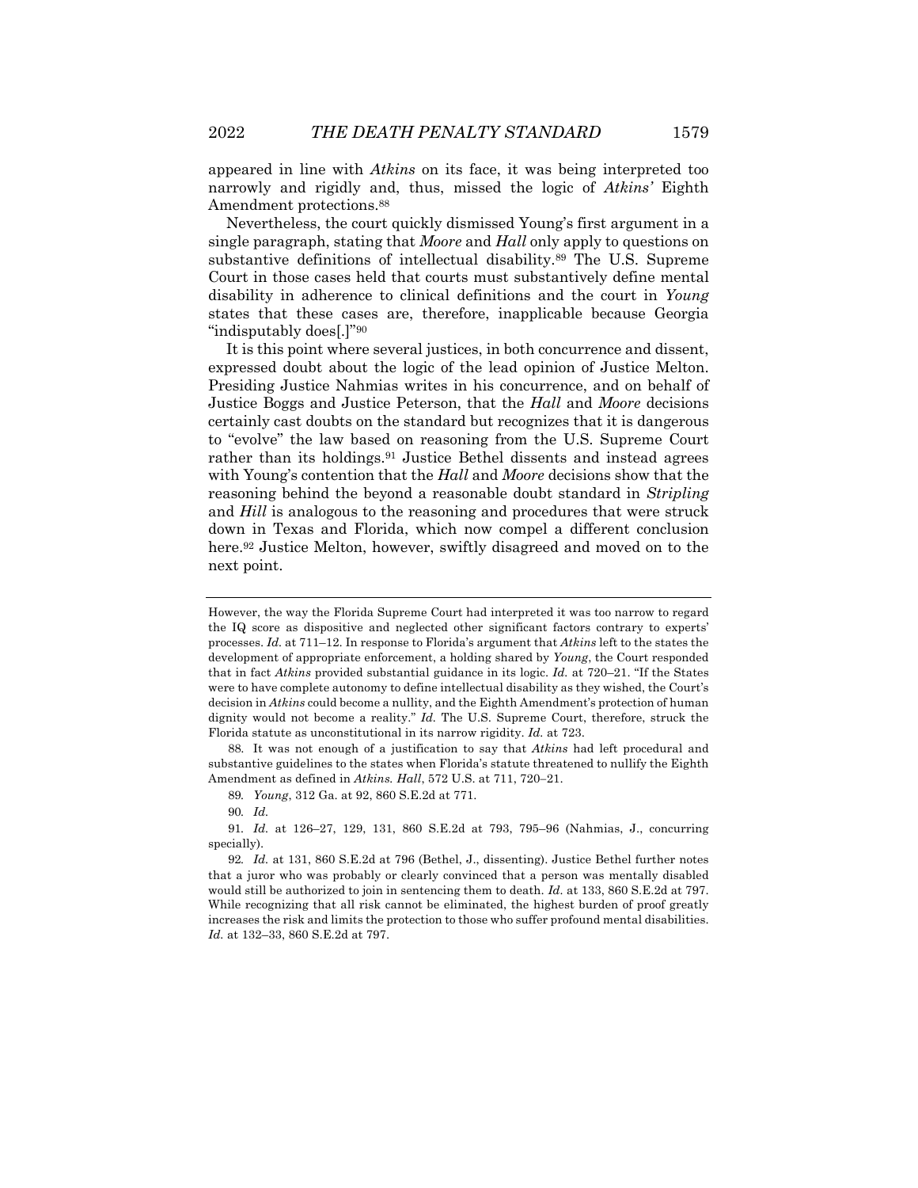appeared in line with *Atkins* on its face, it was being interpreted too narrowly and rigidly and, thus, missed the logic of *Atkins'* Eighth Amendment protections.[88]

Nevertheless, the court quickly dismissed Young's first argument in a single paragraph, stating that *Moore* and *Hall* only apply to questions on substantive definitions of intellectual disability.[89] The U.S. Supreme Court in those cases held that courts must substantively define mental disability in adherence to clinical definitions and the court in *Young* states that these cases are, therefore, inapplicable because Georgia "indisputably does[.]"[90]

It is this point where several justices, in both concurrence and dissent, expressed doubt about the logic of the lead opinion of Justice Melton. Presiding Justice Nahmias writes in his concurrence, and on behalf of Justice Boggs and Justice Peterson, that the *Hall* and *Moore* decisions certainly cast doubts on the standard but recognizes that it is dangerous to "evolve" the law based on reasoning from the U.S. Supreme Court rather than its holdings.[91] Justice Bethel dissents and instead agrees with Young's contention that the *Hall* and *Moore* decisions show that the reasoning behind the beyond a reasonable doubt standard in *Stripling* and *Hill* is analogous to the reasoning and procedures that were struck down in Texas and Florida, which now compel a different conclusion here.[92] Justice Melton, however, swiftly disagreed and moved on to the next point.

---

However, the way the Florida Supreme Court had interpreted it was too narrow to regard the IQ score as dispositive and neglected other significant factors contrary to experts' processes. *Id.* at 711–12. In response to Florida's argument that *Atkins* left to the states the development of appropriate enforcement, a holding shared by *Young*, the Court responded that in fact *Atkins* provided substantial guidance in its logic. *Id.* at 720–21. "If the States were to have complete autonomy to define intellectual disability as they wished, the Court's decision in *Atkins* could become a nullity, and the Eighth Amendment's protection of human dignity would not become a reality." *Id.* The U.S. Supreme Court, therefore, struck the Florida statute as unconstitutional in its narrow rigidity. *Id.* at 723.

88. It was not enough of a justification to say that *Atkins* had left procedural and substantive guidelines to the states when Florida's statute threatened to nullify the Eighth Amendment as defined in *Atkins. Hall*, 572 U.S. at 711, 720–21.

89. *Young*, 312 Ga. at 92, 860 S.E.2d at 771.

90. *Id.*

91. *Id.* at 126–27, 129, 131, 860 S.E.2d at 793, 795–96 (Nahmias, J., concurring specially).

92. *Id.* at 131, 860 S.E.2d at 796 (Bethel, J., dissenting). Justice Bethel further notes that a juror who was probably or clearly convinced that a person was mentally disabled would still be authorized to join in sentencing them to death. *Id.* at 133, 860 S.E.2d at 797. While recognizing that all risk cannot be eliminated, the highest burden of proof greatly increases the risk and limits the protection to those who suffer profound mental disabilities. *Id.* at 132–33, 860 S.E.2d at 797.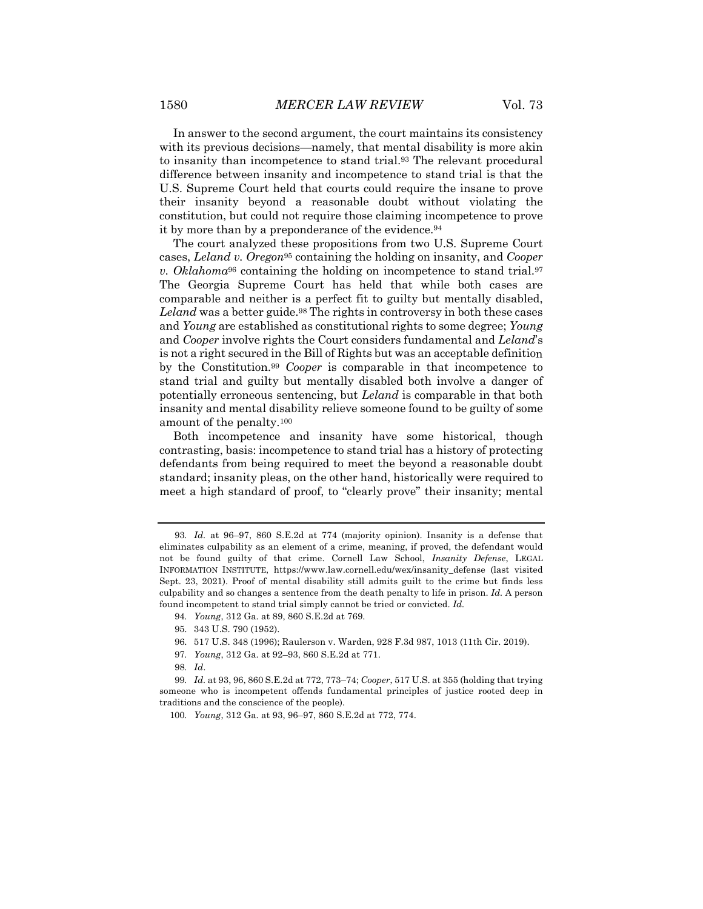In answer to the second argument, the court maintains its consistency with its previous decisions—namely, that mental disability is more akin to insanity than incompetence to stand trial.[93] The relevant procedural difference between insanity and incompetence to stand trial is that the U.S. Supreme Court held that courts could require the insane to prove their insanity beyond a reasonable doubt without violating the constitution, but could not require those claiming incompetence to prove it by more than by a preponderance of the evidence.[94]

The court analyzed these propositions from two U.S. Supreme Court cases, *Leland v. Oregon*[95] containing the holding on insanity, and *Cooper v. Oklahoma*[96] containing the holding on incompetence to stand trial.[97] The Georgia Supreme Court has held that while both cases are comparable and neither is a perfect fit to guilty but mentally disabled, *Leland* was a better guide.[98] The rights in controversy in both these cases and *Young* are established as constitutional rights to some degree; *Young* and *Cooper* involve rights the Court considers fundamental and *Leland*'s is not a right secured in the Bill of Rights but was an acceptable definition by the Constitution.[99] *Cooper* is comparable in that incompetence to stand trial and guilty but mentally disabled both involve a danger of potentially erroneous sentencing, but *Leland* is comparable in that both insanity and mental disability relieve someone found to be guilty of some amount of the penalty.[100]

Both incompetence and insanity have some historical, though contrasting, basis: incompetence to stand trial has a history of protecting defendants from being required to meet the beyond a reasonable doubt standard; insanity pleas, on the other hand, historically were required to meet a high standard of proof, to "clearly prove" their insanity; mental

---

93. *Id.* at 96–97, 860 S.E.2d at 774 (majority opinion). Insanity is a defense that eliminates culpability as an element of a crime, meaning, if proved, the defendant would not be found guilty of that crime. Cornell Law School, *Insanity Defense*, LEGAL INFORMATION INSTITUTE, https://www.law.cornell.edu/wex/insanity_defense (last visited Sept. 23, 2021). Proof of mental disability still admits guilt to the crime but finds less culpability and so changes a sentence from the death penalty to life in prison. *Id.* A person found incompetent to stand trial simply cannot be tried or convicted. *Id.*

94. *Young*, 312 Ga. at 89, 860 S.E.2d at 769.

95. 343 U.S. 790 (1952).

96. 517 U.S. 348 (1996); Raulerson v. Warden, 928 F.3d 987, 1013 (11th Cir. 2019).

97. *Young*, 312 Ga. at 92–93, 860 S.E.2d at 771.

98. *Id.*

99. *Id.* at 93, 96, 860 S.E.2d at 772, 773–74; *Cooper*, 517 U.S. at 355 (holding that trying someone who is incompetent offends fundamental principles of justice rooted deep in traditions and the conscience of the people).

100. *Young*, 312 Ga. at 93, 96–97, 860 S.E.2d at 772, 774.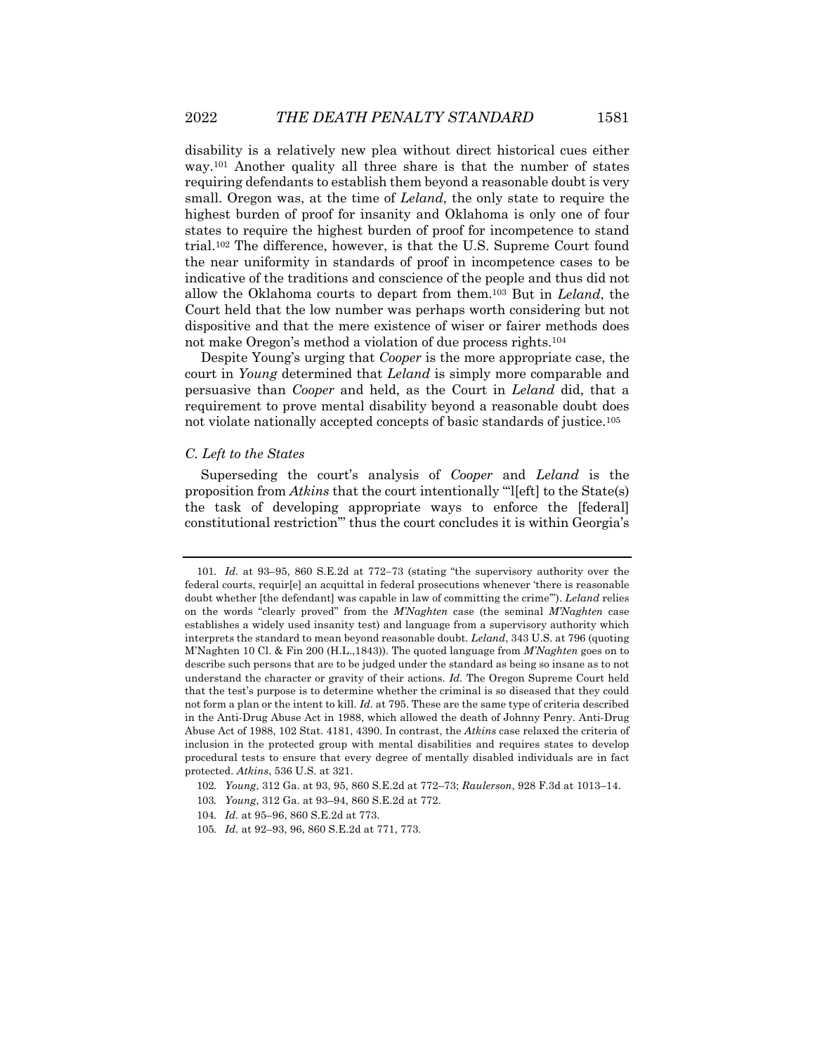disability is a relatively new plea without direct historical cues either way.[101] Another quality all three share is that the number of states requiring defendants to establish them beyond a reasonable doubt is very small. Oregon was, at the time of *Leland*, the only state to require the highest burden of proof for insanity and Oklahoma is only one of four states to require the highest burden of proof for incompetence to stand trial.[102] The difference, however, is that the U.S. Supreme Court found the near uniformity in standards of proof in incompetence cases to be indicative of the traditions and conscience of the people and thus did not allow the Oklahoma courts to depart from them.[103] But in *Leland*, the Court held that the low number was perhaps worth considering but not dispositive and that the mere existence of wiser or fairer methods does not make Oregon's method a violation of due process rights.[104]

Despite Young's urging that *Cooper* is the more appropriate case, the court in *Young* determined that *Leland* is simply more comparable and persuasive than *Cooper* and held, as the Court in *Leland* did, that a requirement to prove mental disability beyond a reasonable doubt does not violate nationally accepted concepts of basic standards of justice.[105]

### *C. Left to the States*

Superseding the court's analysis of *Cooper* and *Leland* is the proposition from *Atkins* that the court intentionally "'l[eft] to the State(s) the task of developing appropriate ways to enforce the [federal] constitutional restriction'" thus the court concludes it is within Georgia's

---

101. *Id.* at 93–95, 860 S.E.2d at 772–73 (stating "the supervisory authority over the federal courts, requir[e] an acquittal in federal prosecutions whenever 'there is reasonable doubt whether [the defendant] was capable in law of committing the crime'"). *Leland* relies on the words "clearly proved" from the *M'Naghten* case (the seminal *M'Naghten* case establishes a widely used insanity test) and language from a supervisory authority which interprets the standard to mean beyond reasonable doubt. *Leland*, 343 U.S. at 796 (quoting M'Naghten 10 Cl. & Fin 200 (H.L.,1843)). The quoted language from *M'Naghten* goes on to describe such persons that are to be judged under the standard as being so insane as to not understand the character or gravity of their actions. *Id.* The Oregon Supreme Court held that the test's purpose is to determine whether the criminal is so diseased that they could not form a plan or the intent to kill. *Id.* at 795. These are the same type of criteria described in the Anti-Drug Abuse Act in 1988, which allowed the death of Johnny Penry. Anti-Drug Abuse Act of 1988, 102 Stat. 4181, 4390. In contrast, the *Atkins* case relaxed the criteria of inclusion in the protected group with mental disabilities and requires states to develop procedural tests to ensure that every degree of mentally disabled individuals are in fact protected. *Atkins*, 536 U.S. at 321.

102. *Young*, 312 Ga. at 93, 95, 860 S.E.2d at 772–73; *Raulerson*, 928 F.3d at 1013–14.

103. *Young*, 312 Ga. at 93–94, 860 S.E.2d at 772.

104. *Id.* at 95–96, 860 S.E.2d at 773.

105. *Id.* at 92–93, 96, 860 S.E.2d at 771, 773.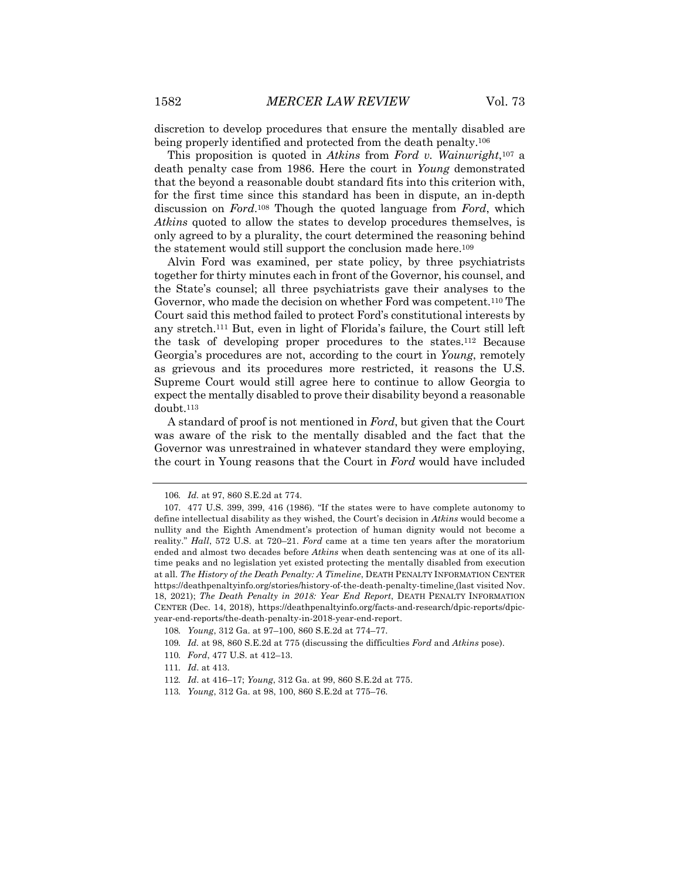discretion to develop procedures that ensure the mentally disabled are being properly identified and protected from the death penalty.[106]

This proposition is quoted in *Atkins* from *Ford v. Wainwright*,[107] a death penalty case from 1986. Here the court in *Young* demonstrated that the beyond a reasonable doubt standard fits into this criterion with, for the first time since this standard has been in dispute, an in-depth discussion on *Ford*.[108] Though the quoted language from *Ford*, which *Atkins* quoted to allow the states to develop procedures themselves, is only agreed to by a plurality, the court determined the reasoning behind the statement would still support the conclusion made here.[109]

Alvin Ford was examined, per state policy, by three psychiatrists together for thirty minutes each in front of the Governor, his counsel, and the State's counsel; all three psychiatrists gave their analyses to the Governor, who made the decision on whether Ford was competent.[110] The Court said this method failed to protect Ford's constitutional interests by any stretch.[111] But, even in light of Florida's failure, the Court still left the task of developing proper procedures to the states.[112] Because Georgia's procedures are not, according to the court in *Young*, remotely as grievous and its procedures more restricted, it reasons the U.S. Supreme Court would still agree here to continue to allow Georgia to expect the mentally disabled to prove their disability beyond a reasonable doubt.[113]

A standard of proof is not mentioned in *Ford*, but given that the Court was aware of the risk to the mentally disabled and the fact that the Governor was unrestrained in whatever standard they were employing, the court in Young reasons that the Court in *Ford* would have included

---

106. *Id.* at 97, 860 S.E.2d at 774.

107. 477 U.S. 399, 399, 416 (1986). "If the states were to have complete autonomy to define intellectual disability as they wished, the Court's decision in *Atkins* would become a nullity and the Eighth Amendment's protection of human dignity would not become a reality." *Hall*, 572 U.S. at 720–21. *Ford* came at a time ten years after the moratorium ended and almost two decades before *Atkins* when death sentencing was at one of its all-time peaks and no legislation yet existed protecting the mentally disabled from execution at all. *The History of the Death Penalty: A Timeline*, DEATH PENALTY INFORMATION CENTER https://deathpenaltyinfo.org/stories/history-of-the-death-penalty-timeline (last visited Nov. 18, 2021); *The Death Penalty in 2018: Year End Report*, DEATH PENALTY INFORMATION CENTER (Dec. 14, 2018), https://deathpenaltyinfo.org/facts-and-research/dpic-reports/dpic-year-end-reports/the-death-penalty-in-2018-year-end-report.

108. *Young*, 312 Ga. at 97–100, 860 S.E.2d at 774–77.

109. *Id.* at 98, 860 S.E.2d at 775 (discussing the difficulties *Ford* and *Atkins* pose).

110. *Ford*, 477 U.S. at 412–13.

111. *Id*. at 413.

112. *Id*. at 416–17; *Young*, 312 Ga. at 99, 860 S.E.2d at 775.

113. *Young*, 312 Ga. at 98, 100, 860 S.E.2d at 775–76.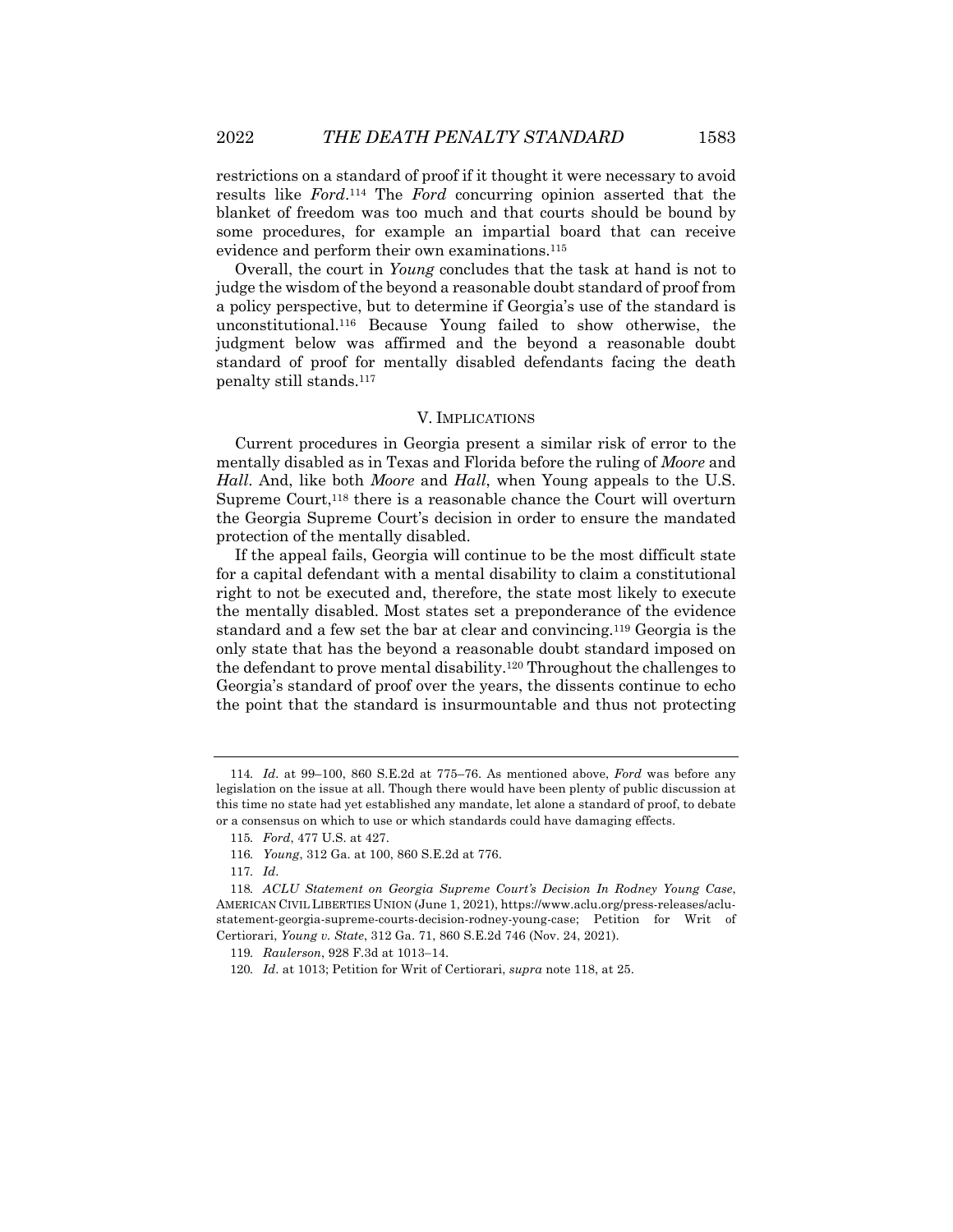restrictions on a standard of proof if it thought it were necessary to avoid results like *Ford*.[114] The *Ford* concurring opinion asserted that the blanket of freedom was too much and that courts should be bound by some procedures, for example an impartial board that can receive evidence and perform their own examinations.[115]

Overall, the court in *Young* concludes that the task at hand is not to judge the wisdom of the beyond a reasonable doubt standard of proof from a policy perspective, but to determine if Georgia's use of the standard is unconstitutional.[116] Because Young failed to show otherwise, the judgment below was affirmed and the beyond a reasonable doubt standard of proof for mentally disabled defendants facing the death penalty still stands.[117]

## V. IMPLICATIONS

Current procedures in Georgia present a similar risk of error to the mentally disabled as in Texas and Florida before the ruling of *Moore* and *Hall*. And, like both *Moore* and *Hall*, when Young appeals to the U.S. Supreme Court,[118] there is a reasonable chance the Court will overturn the Georgia Supreme Court's decision in order to ensure the mandated protection of the mentally disabled.

If the appeal fails, Georgia will continue to be the most difficult state for a capital defendant with a mental disability to claim a constitutional right to not be executed and, therefore, the state most likely to execute the mentally disabled. Most states set a preponderance of the evidence standard and a few set the bar at clear and convincing.[119] Georgia is the only state that has the beyond a reasonable doubt standard imposed on the defendant to prove mental disability.[120] Throughout the challenges to Georgia's standard of proof over the years, the dissents continue to echo the point that the standard is insurmountable and thus not protecting

---

114. *Id.* at 99–100, 860 S.E.2d at 775–76. As mentioned above, *Ford* was before any legislation on the issue at all. Though there would have been plenty of public discussion at this time no state had yet established any mandate, let alone a standard of proof, to debate or a consensus on which to use or which standards could have damaging effects.

115. *Ford*, 477 U.S. at 427.

116. *Young*, 312 Ga. at 100, 860 S.E.2d at 776.

117. *Id.*

118. *ACLU Statement on Georgia Supreme Court's Decision In Rodney Young Case*, AMERICAN CIVIL LIBERTIES UNION (June 1, 2021), https://www.aclu.org/press-releases/aclu-statement-georgia-supreme-courts-decision-rodney-young-case; Petition for Writ of Certiorari, *Young v. State*, 312 Ga. 71, 860 S.E.2d 746 (Nov. 24, 2021).

119. *Raulerson*, 928 F.3d at 1013–14.

120. *Id.* at 1013; Petition for Writ of Certiorari, *supra* note 118, at 25.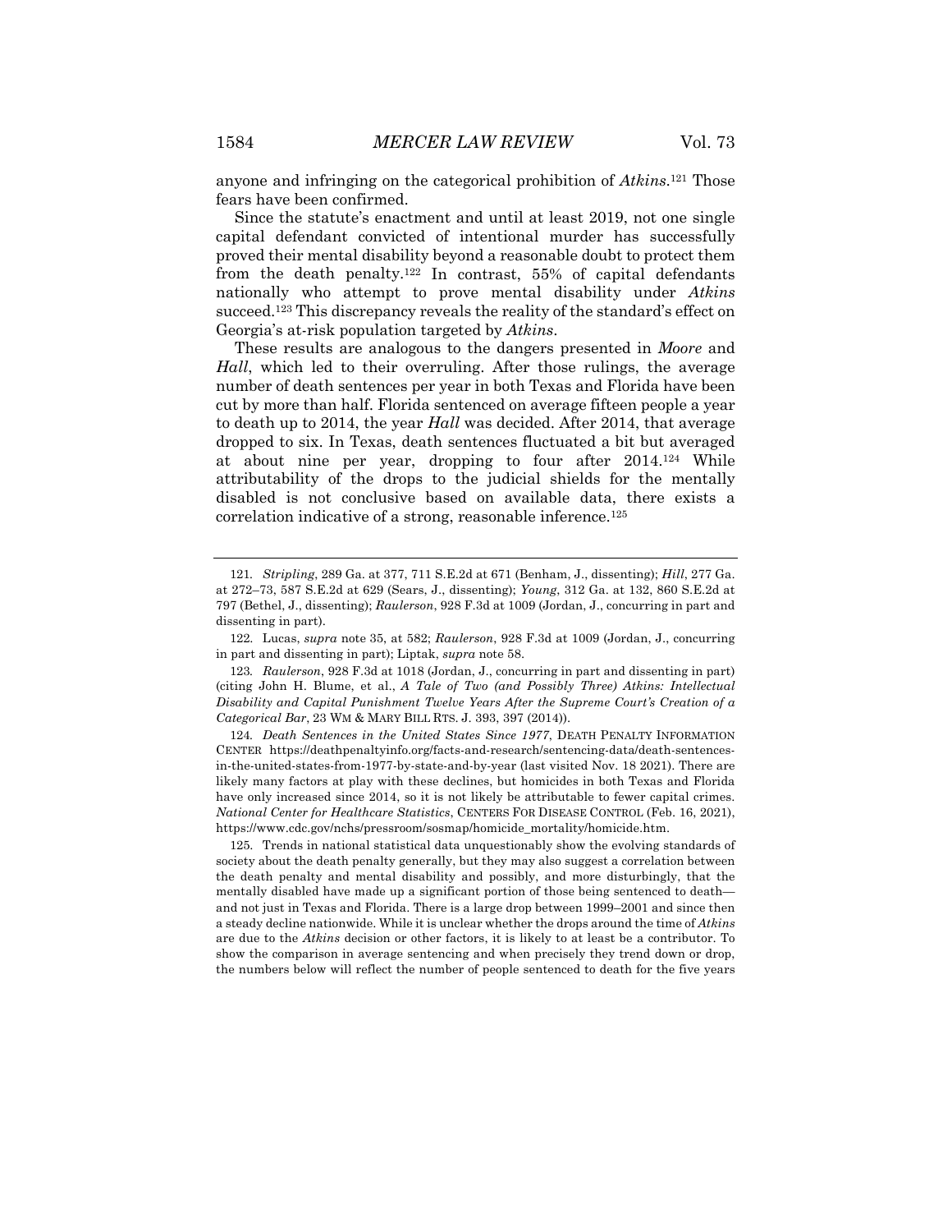anyone and infringing on the categorical prohibition of *Atkins*.[121] Those fears have been confirmed.

Since the statute's enactment and until at least 2019, not one single capital defendant convicted of intentional murder has successfully proved their mental disability beyond a reasonable doubt to protect them from the death penalty.[122] In contrast, 55% of capital defendants nationally who attempt to prove mental disability under *Atkins* succeed.[123] This discrepancy reveals the reality of the standard's effect on Georgia's at-risk population targeted by *Atkins*.

These results are analogous to the dangers presented in *Moore* and *Hall*, which led to their overruling. After those rulings, the average number of death sentences per year in both Texas and Florida have been cut by more than half. Florida sentenced on average fifteen people a year to death up to 2014, the year *Hall* was decided. After 2014, that average dropped to six. In Texas, death sentences fluctuated a bit but averaged at about nine per year, dropping to four after 2014.[124] While attributability of the drops to the judicial shields for the mentally disabled is not conclusive based on available data, there exists a correlation indicative of a strong, reasonable inference.[125]

---

121. *Stripling*, 289 Ga. at 377, 711 S.E.2d at 671 (Benham, J., dissenting); *Hill*, 277 Ga. at 272–73, 587 S.E.2d at 629 (Sears, J., dissenting); *Young*, 312 Ga. at 132, 860 S.E.2d at 797 (Bethel, J., dissenting); *Raulerson*, 928 F.3d at 1009 (Jordan, J., concurring in part and dissenting in part).

122. Lucas, *supra* note 35, at 582; *Raulerson*, 928 F.3d at 1009 (Jordan, J., concurring in part and dissenting in part); Liptak, *supra* note 58.

123. *Raulerson*, 928 F.3d at 1018 (Jordan, J., concurring in part and dissenting in part) (citing John H. Blume, et al., *A Tale of Two (and Possibly Three) Atkins: Intellectual Disability and Capital Punishment Twelve Years After the Supreme Court's Creation of a Categorical Bar*, 23 WM & MARY BILL RTS. J. 393, 397 (2014)).

124. *Death Sentences in the United States Since 1977*, DEATH PENALTY INFORMATION CENTER https://deathpenaltyinfo.org/facts-and-research/sentencing-data/death-sentences-in-the-united-states-from-1977-by-state-and-by-year (last visited Nov. 18 2021). There are likely many factors at play with these declines, but homicides in both Texas and Florida have only increased since 2014, so it is not likely be attributable to fewer capital crimes. *National Center for Healthcare Statistics*, CENTERS FOR DISEASE CONTROL (Feb. 16, 2021), https://www.cdc.gov/nchs/pressroom/sosmap/homicide_mortality/homicide.htm.

125. Trends in national statistical data unquestionably show the evolving standards of society about the death penalty generally, but they may also suggest a correlation between the death penalty and mental disability and possibly, and more disturbingly, that the mentally disabled have made up a significant portion of those being sentenced to death—and not just in Texas and Florida. There is a large drop between 1999–2001 and since then a steady decline nationwide. While it is unclear whether the drops around the time of *Atkins* are due to the *Atkins* decision or other factors, it is likely to at least be a contributor. To show the comparison in average sentencing and when precisely they trend down or drop, the numbers below will reflect the number of people sentenced to death for the five years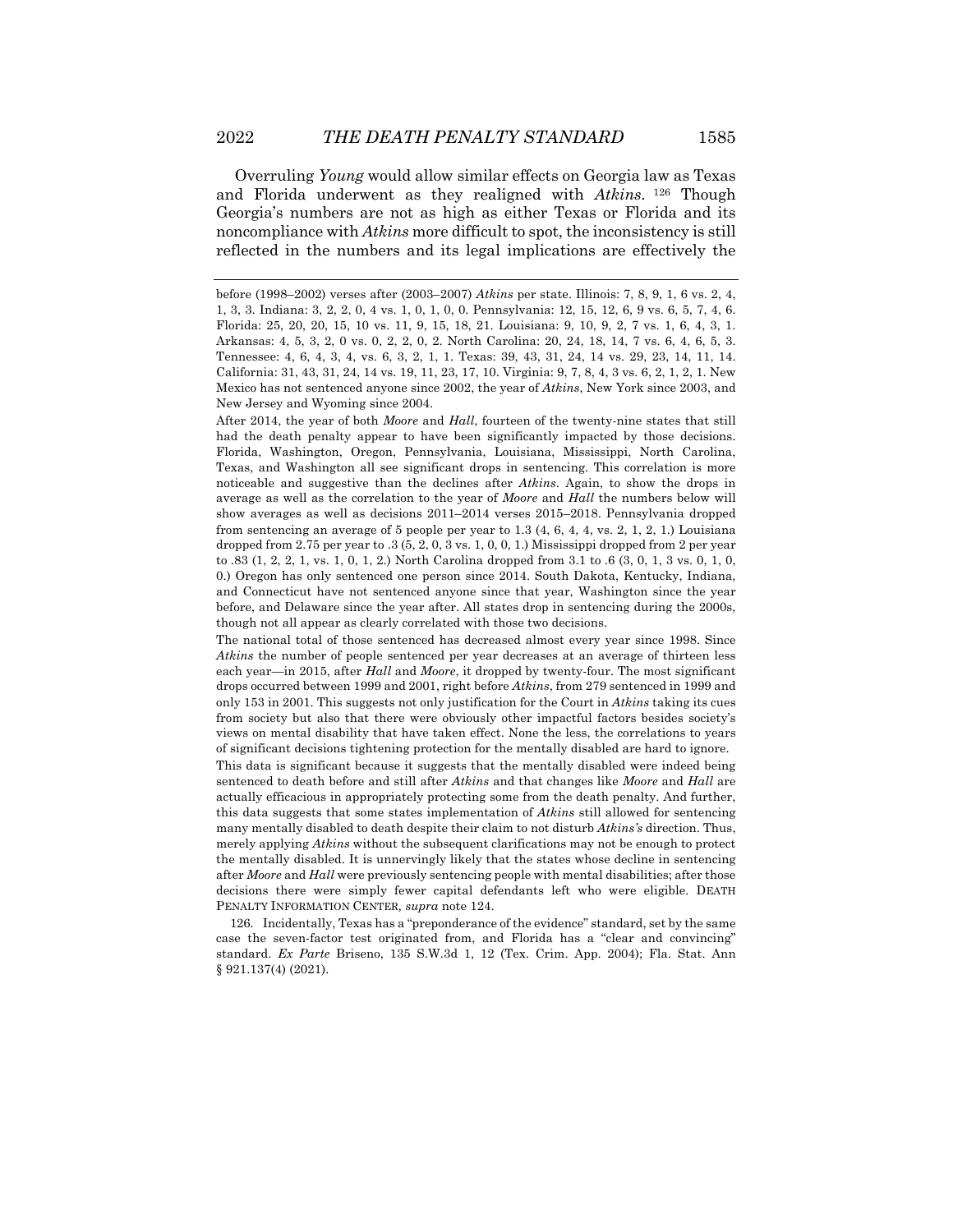Overruling *Young* would allow similar effects on Georgia law as Texas and Florida underwent as they realigned with *Atkins*.[126] Though Georgia's numbers are not as high as either Texas or Florida and its noncompliance with *Atkins* more difficult to spot, the inconsistency is still reflected in the numbers and its legal implications are effectively the

---

before (1998–2002) verses after (2003–2007) *Atkins* per state. Illinois: 7, 8, 9, 1, 6 vs. 2, 4, 1, 3, 3. Indiana: 3, 2, 2, 0, 4 vs. 1, 0, 1, 0, 0. Pennsylvania: 12, 15, 12, 6, 9 vs. 6, 5, 7, 4, 6. Florida: 25, 20, 20, 15, 10 vs. 11, 9, 15, 18, 21. Louisiana: 9, 10, 9, 2, 7 vs. 1, 6, 4, 3, 1. Arkansas: 4, 5, 3, 2, 0 vs. 0, 2, 2, 0, 2. North Carolina: 20, 24, 18, 14, 7 vs. 6, 4, 6, 5, 3. Tennessee: 4, 6, 4, 3, 4, vs. 6, 3, 2, 1, 1. Texas: 39, 43, 31, 24, 14 vs. 29, 23, 14, 11, 14. California: 31, 43, 31, 24, 14 vs. 19, 11, 23, 17, 10. Virginia: 9, 7, 8, 4, 3 vs. 6, 2, 1, 2, 1. New Mexico has not sentenced anyone since 2002, the year of *Atkins*, New York since 2003, and New Jersey and Wyoming since 2004.

After 2014, the year of both *Moore* and *Hall*, fourteen of the twenty-nine states that still had the death penalty appear to have been significantly impacted by those decisions. Florida, Washington, Oregon, Pennsylvania, Louisiana, Mississippi, North Carolina, Texas, and Washington all see significant drops in sentencing. This correlation is more noticeable and suggestive than the declines after *Atkins*. Again, to show the drops in average as well as the correlation to the year of *Moore* and *Hall* the numbers below will show averages as well as decisions 2011–2014 verses 2015–2018. Pennsylvania dropped from sentencing an average of 5 people per year to 1.3 (4, 6, 4, 4, vs. 2, 1, 2, 1.) Louisiana dropped from 2.75 per year to .3 (5, 2, 0, 3 vs. 1, 0, 0, 1.) Mississippi dropped from 2 per year to .83 (1, 2, 2, 1, vs. 1, 0, 1, 2.) North Carolina dropped from 3.1 to .6 (3, 0, 1, 3 vs. 0, 1, 0, 0.) Oregon has only sentenced one person since 2014. South Dakota, Kentucky, Indiana, and Connecticut have not sentenced anyone since that year, Washington since the year before, and Delaware since the year after. All states drop in sentencing during the 2000s, though not all appear as clearly correlated with those two decisions.

The national total of those sentenced has decreased almost every year since 1998. Since *Atkins* the number of people sentenced per year decreases at an average of thirteen less each year—in 2015, after *Hall* and *Moore*, it dropped by twenty-four. The most significant drops occurred between 1999 and 2001, right before *Atkins*, from 279 sentenced in 1999 and only 153 in 2001. This suggests not only justification for the Court in *Atkins* taking its cues from society but also that there were obviously other impactful factors besides society's views on mental disability that have taken effect. None the less, the correlations to years of significant decisions tightening protection for the mentally disabled are hard to ignore.

This data is significant because it suggests that the mentally disabled were indeed being sentenced to death before and still after *Atkins* and that changes like *Moore* and *Hall* are actually efficacious in appropriately protecting some from the death penalty. And further, this data suggests that some states implementation of *Atkins* still allowed for sentencing many mentally disabled to death despite their claim to not disturb *Atkins's* direction. Thus, merely applying *Atkins* without the subsequent clarifications may not be enough to protect the mentally disabled. It is unnervingly likely that the states whose decline in sentencing after *Moore* and *Hall* were previously sentencing people with mental disabilities; after those decisions there were simply fewer capital defendants left who were eligible. DEATH PENALTY INFORMATION CENTER, *supra* note 124.

126. Incidentally, Texas has a "preponderance of the evidence" standard, set by the same case the seven-factor test originated from, and Florida has a "clear and convincing" standard. *Ex Parte* Briseno, 135 S.W.3d 1, 12 (Tex. Crim. App. 2004); Fla. Stat. Ann § 921.137(4) (2021).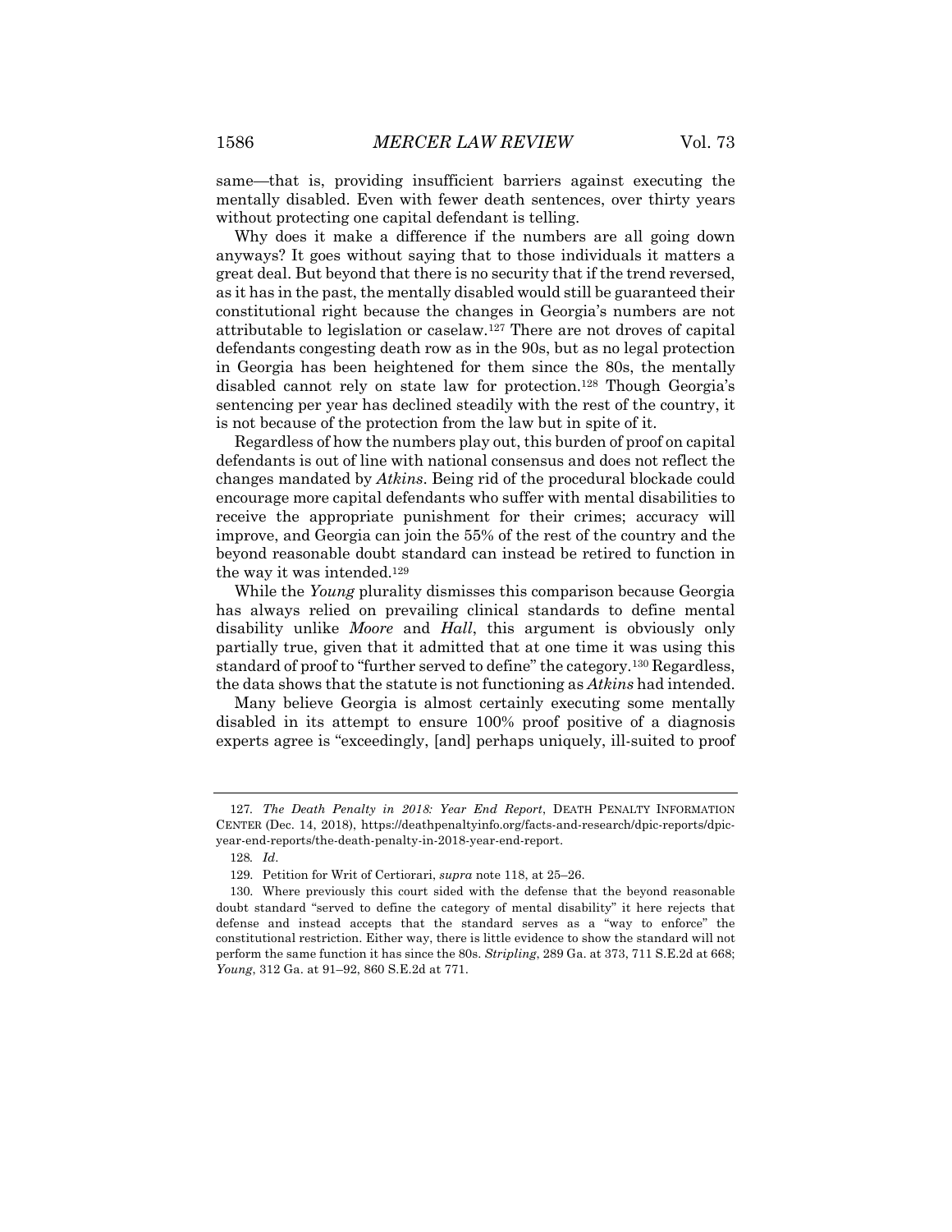same—that is, providing insufficient barriers against executing the mentally disabled. Even with fewer death sentences, over thirty years without protecting one capital defendant is telling.

Why does it make a difference if the numbers are all going down anyways? It goes without saying that to those individuals it matters a great deal. But beyond that there is no security that if the trend reversed, as it has in the past, the mentally disabled would still be guaranteed their constitutional right because the changes in Georgia's numbers are not attributable to legislation or caselaw.[127] There are not droves of capital defendants congesting death row as in the 90s, but as no legal protection in Georgia has been heightened for them since the 80s, the mentally disabled cannot rely on state law for protection.[128] Though Georgia's sentencing per year has declined steadily with the rest of the country, it is not because of the protection from the law but in spite of it.

Regardless of how the numbers play out, this burden of proof on capital defendants is out of line with national consensus and does not reflect the changes mandated by *Atkins*. Being rid of the procedural blockade could encourage more capital defendants who suffer with mental disabilities to receive the appropriate punishment for their crimes; accuracy will improve, and Georgia can join the 55% of the rest of the country and the beyond reasonable doubt standard can instead be retired to function in the way it was intended.[129]

While the *Young* plurality dismisses this comparison because Georgia has always relied on prevailing clinical standards to define mental disability unlike *Moore* and *Hall*, this argument is obviously only partially true, given that it admitted that at one time it was using this standard of proof to "further served to define" the category.[130] Regardless, the data shows that the statute is not functioning as *Atkins* had intended.

Many believe Georgia is almost certainly executing some mentally disabled in its attempt to ensure 100% proof positive of a diagnosis experts agree is "exceedingly, [and] perhaps uniquely, ill-suited to proof

---

127. *The Death Penalty in 2018: Year End Report*, DEATH PENALTY INFORMATION CENTER (Dec. 14, 2018), https://deathpenaltyinfo.org/facts-and-research/dpic-reports/dpic-year-end-reports/the-death-penalty-in-2018-year-end-report.

128. *Id*.

129. Petition for Writ of Certiorari, *supra* note 118, at 25–26.

130. Where previously this court sided with the defense that the beyond reasonable doubt standard "served to define the category of mental disability" it here rejects that defense and instead accepts that the standard serves as a "way to enforce" the constitutional restriction. Either way, there is little evidence to show the standard will not perform the same function it has since the 80s. *Stripling*, 289 Ga. at 373, 711 S.E.2d at 668; *Young*, 312 Ga. at 91–92, 860 S.E.2d at 771.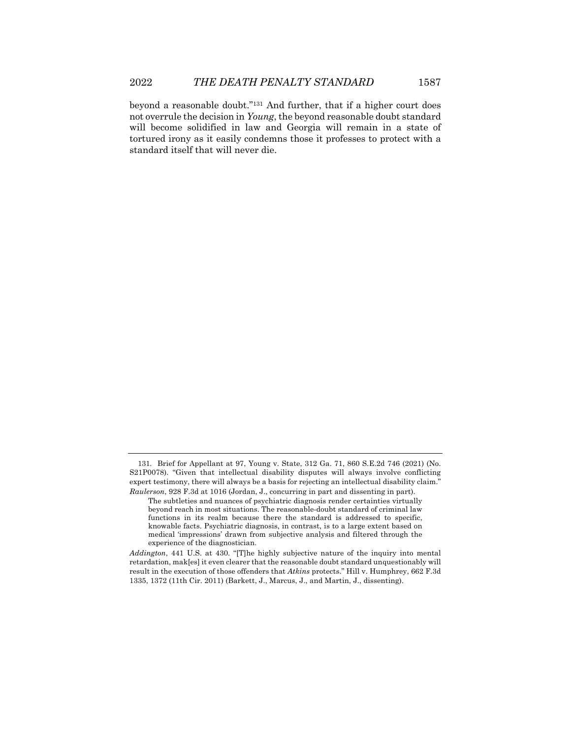beyond a reasonable doubt."[131] And further, that if a higher court does not overrule the decision in *Young*, the beyond reasonable doubt standard will become solidified in law and Georgia will remain in a state of tortured irony as it easily condemns those it professes to protect with a standard itself that will never die.

---

131. Brief for Appellant at 97, Young v. State, 312 Ga. 71, 860 S.E.2d 746 (2021) (No. S21P0078). "Given that intellectual disability disputes will always involve conflicting expert testimony, there will always be a basis for rejecting an intellectual disability claim." *Raulerson*, 928 F.3d at 1016 (Jordan, J., concurring in part and dissenting in part).

> The subtleties and nuances of psychiatric diagnosis render certainties virtually beyond reach in most situations. The reasonable-doubt standard of criminal law functions in its realm because there the standard is addressed to specific, knowable facts. Psychiatric diagnosis, in contrast, is to a large extent based on medical 'impressions' drawn from subjective analysis and filtered through the experience of the diagnostician.

*Addington*, 441 U.S. at 430. "[T]he highly subjective nature of the inquiry into mental retardation, mak[es] it even clearer that the reasonable doubt standard unquestionably will result in the execution of those offenders that *Atkins* protects." Hill v. Humphrey, 662 F.3d 1335, 1372 (11th Cir. 2011) (Barkett, J., Marcus, J., and Martin, J., dissenting).